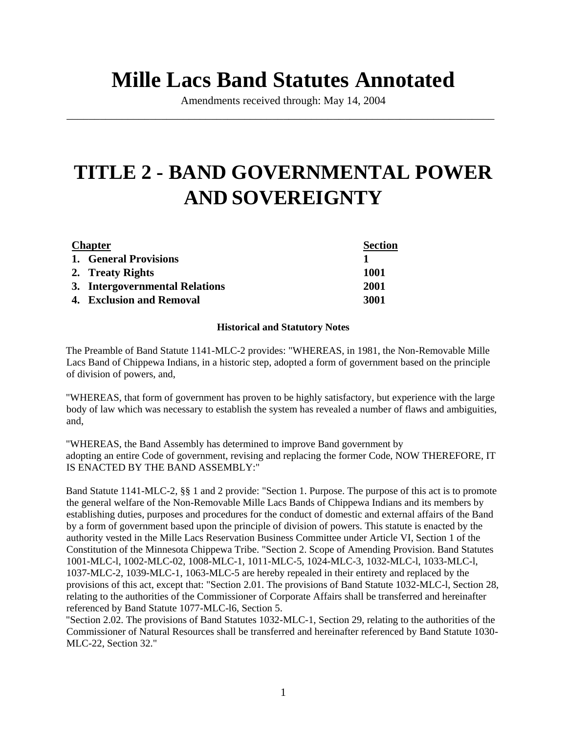# Mille Lacs Band Statutes Annotated

Amendments received through: May 14, 2004

---

# TITLE 2 - BAND GOVERNMENTAL POWER AND SOVEREIGNTY

| Chapter | Section |
|---|---|
| **1. General Provisions** | **1** |
| **2. Treaty Rights** | **1001** |
| **3. Intergovernmental Relations** | **2001** |
| **4. Exclusion and Removal** | **3001** |

**Historical and Statutory Notes**

The Preamble of Band Statute 1141-MLC-2 provides: "WHEREAS, in 1981, the Non-Removable Mille Lacs Band of Chippewa Indians, in a historic step, adopted a form of government based on the principle of division of powers, and,

"WHEREAS, that form of government has proven to be highly satisfactory, but experience with the large body of law which was necessary to establish the system has revealed a number of flaws and ambiguities, and,

"WHEREAS, the Band Assembly has determined to improve Band government by adopting an entire Code of government, revising and replacing the former Code, NOW THEREFORE, IT IS ENACTED BY THE BAND ASSEMBLY:"

Band Statute 1141-MLC-2, §§ 1 and 2 provide: "Section 1. Purpose. The purpose of this act is to promote the general welfare of the Non-Removable Mille Lacs Bands of Chippewa Indians and its members by establishing duties, purposes and procedures for the conduct of domestic and external affairs of the Band by a form of government based upon the principle of division of powers. This statute is enacted by the authority vested in the Mille Lacs Reservation Business Committee under Article VI, Section 1 of the Constitution of the Minnesota Chippewa Tribe. "Section 2. Scope of Amending Provision. Band Statutes 1001-MLC-l, 1002-MLC-02, 1008-MLC-1, 1011-MLC-5, 1024-MLC-3, 1032-MLC-l, 1033-MLC-l, 1037-MLC-2, 1039-MLC-1, 1063-MLC-5 are hereby repealed in their entirety and replaced by the provisions of this act, except that: "Section 2.01. The provisions of Band Statute 1032-MLC-l, Section 28, relating to the authorities of the Commissioner of Corporate Affairs shall be transferred and hereinafter referenced by Band Statute 1077-MLC-l6, Section 5.

"Section 2.02. The provisions of Band Statutes 1032-MLC-1, Section 29, relating to the authorities of the Commissioner of Natural Resources shall be transferred and hereinafter referenced by Band Statute 1030-MLC-22, Section 32."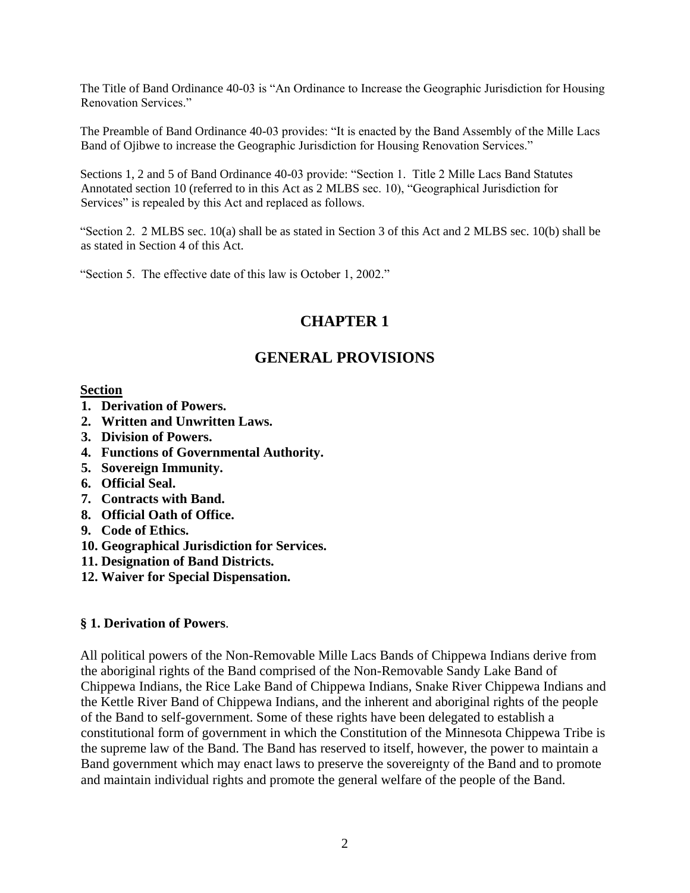The Title of Band Ordinance 40-03 is "An Ordinance to Increase the Geographic Jurisdiction for Housing Renovation Services."

The Preamble of Band Ordinance 40-03 provides: "It is enacted by the Band Assembly of the Mille Lacs Band of Ojibwe to increase the Geographic Jurisdiction for Housing Renovation Services."

Sections 1, 2 and 5 of Band Ordinance 40-03 provide: "Section 1. Title 2 Mille Lacs Band Statutes Annotated section 10 (referred to in this Act as 2 MLBS sec. 10), "Geographical Jurisdiction for Services" is repealed by this Act and replaced as follows.

"Section 2. 2 MLBS sec. 10(a) shall be as stated in Section 3 of this Act and 2 MLBS sec. 10(b) shall be as stated in Section 4 of this Act.

"Section 5. The effective date of this law is October 1, 2002."

# CHAPTER 1

# GENERAL PROVISIONS

**Section**

1. **Derivation of Powers.**
2. **Written and Unwritten Laws.**
3. **Division of Powers.**
4. **Functions of Governmental Authority.**
5. **Sovereign Immunity.**
6. **Official Seal.**
7. **Contracts with Band.**
8. **Official Oath of Office.**
9. **Code of Ethics.**
10. **Geographical Jurisdiction for Services.**
11. **Designation of Band Districts.**
12. **Waiver for Special Dispensation.**

### § 1. Derivation of Powers.

All political powers of the Non-Removable Mille Lacs Bands of Chippewa Indians derive from the aboriginal rights of the Band comprised of the Non-Removable Sandy Lake Band of Chippewa Indians, the Rice Lake Band of Chippewa Indians, Snake River Chippewa Indians and the Kettle River Band of Chippewa Indians, and the inherent and aboriginal rights of the people of the Band to self-government. Some of these rights have been delegated to establish a constitutional form of government in which the Constitution of the Minnesota Chippewa Tribe is the supreme law of the Band. The Band has reserved to itself, however, the power to maintain a Band government which may enact laws to preserve the sovereignty of the Band and to promote and maintain individual rights and promote the general welfare of the people of the Band.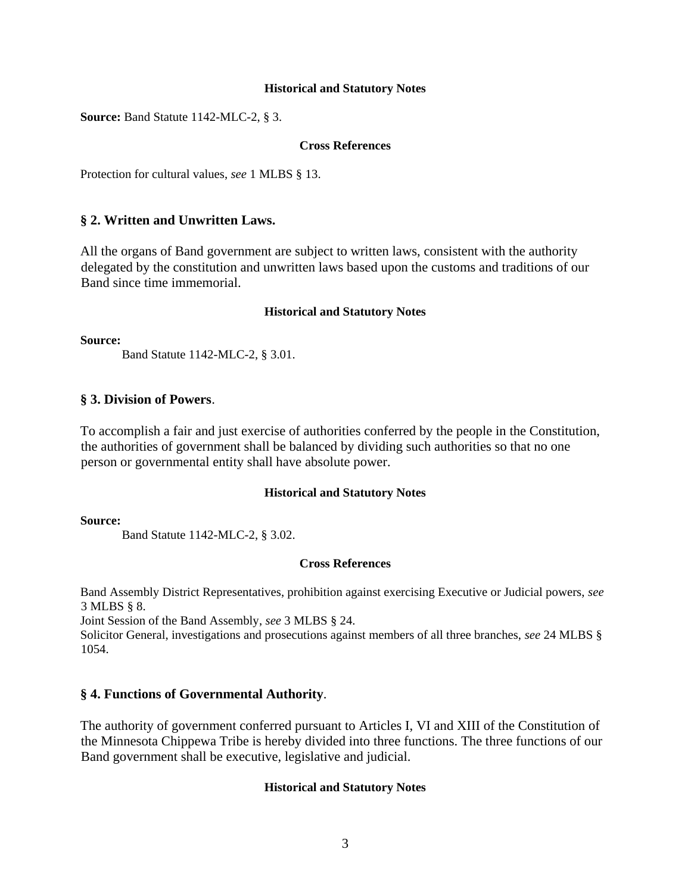#### Historical and Statutory Notes

**Source:** Band Statute 1142-MLC-2, § 3.

#### Cross References

Protection for cultural values, *see* 1 MLBS § 13.

## § 2. Written and Unwritten Laws.

All the organs of Band government are subject to written laws, consistent with the authority delegated by the constitution and unwritten laws based upon the customs and traditions of our Band since time immemorial.

#### Historical and Statutory Notes

**Source:**

Band Statute 1142-MLC-2, § 3.01.

## § 3. Division of Powers.

To accomplish a fair and just exercise of authorities conferred by the people in the Constitution, the authorities of government shall be balanced by dividing such authorities so that no one person or governmental entity shall have absolute power.

#### Historical and Statutory Notes

**Source:**

Band Statute 1142-MLC-2, § 3.02.

#### Cross References

Band Assembly District Representatives, prohibition against exercising Executive or Judicial powers, *see* 3 MLBS § 8.
Joint Session of the Band Assembly, *see* 3 MLBS § 24.
Solicitor General, investigations and prosecutions against members of all three branches, *see* 24 MLBS § 1054.

## § 4. Functions of Governmental Authority.

The authority of government conferred pursuant to Articles I, VI and XIII of the Constitution of the Minnesota Chippewa Tribe is hereby divided into three functions. The three functions of our Band government shall be executive, legislative and judicial.

#### Historical and Statutory Notes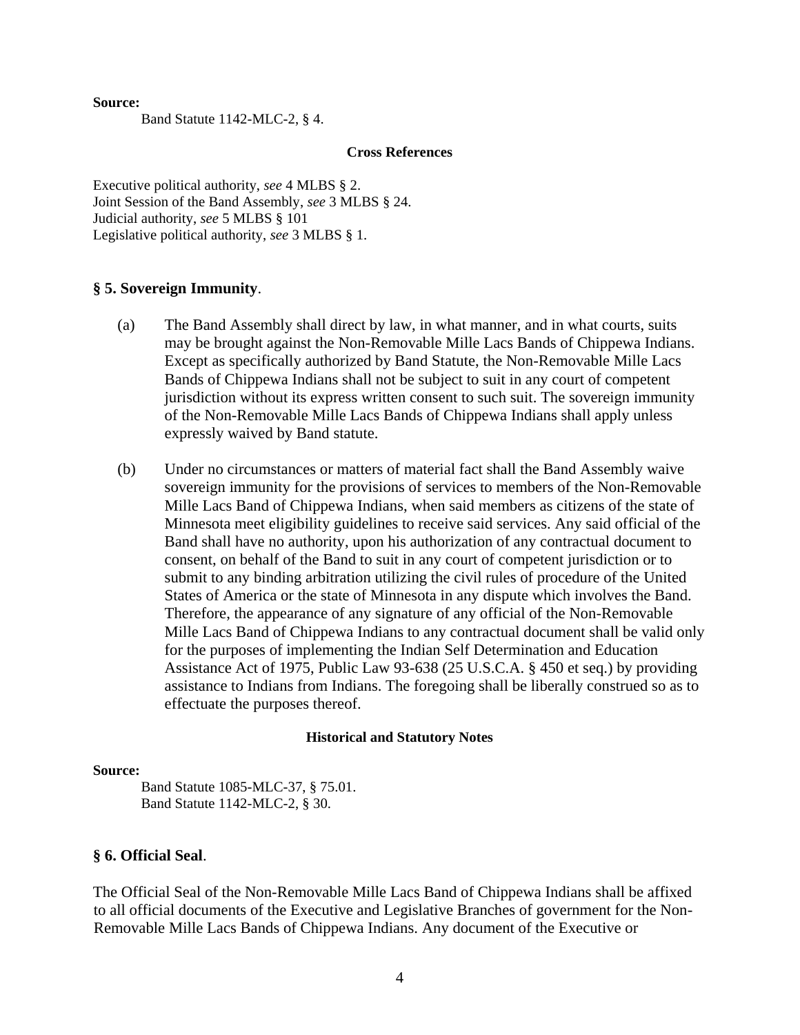**Source:**

Band Statute 1142-MLC-2, § 4.

**Cross References**

Executive political authority, *see* 4 MLBS § 2.
Joint Session of the Band Assembly, *see* 3 MLBS § 24.
Judicial authority, *see* 5 MLBS § 101
Legislative political authority, *see* 3 MLBS § 1.

## § 5. Sovereign Immunity.

(a) The Band Assembly shall direct by law, in what manner, and in what courts, suits may be brought against the Non-Removable Mille Lacs Bands of Chippewa Indians. Except as specifically authorized by Band Statute, the Non-Removable Mille Lacs Bands of Chippewa Indians shall not be subject to suit in any court of competent jurisdiction without its express written consent to such suit. The sovereign immunity of the Non-Removable Mille Lacs Bands of Chippewa Indians shall apply unless expressly waived by Band statute.

(b) Under no circumstances or matters of material fact shall the Band Assembly waive sovereign immunity for the provisions of services to members of the Non-Removable Mille Lacs Band of Chippewa Indians, when said members as citizens of the state of Minnesota meet eligibility guidelines to receive said services. Any said official of the Band shall have no authority, upon his authorization of any contractual document to consent, on behalf of the Band to suit in any court of competent jurisdiction or to submit to any binding arbitration utilizing the civil rules of procedure of the United States of America or the state of Minnesota in any dispute which involves the Band. Therefore, the appearance of any signature of any official of the Non-Removable Mille Lacs Band of Chippewa Indians to any contractual document shall be valid only for the purposes of implementing the Indian Self Determination and Education Assistance Act of 1975, Public Law 93-638 (25 U.S.C.A. § 450 et seq.) by providing assistance to Indians from Indians. The foregoing shall be liberally construed so as to effectuate the purposes thereof.

**Historical and Statutory Notes**

**Source:**

Band Statute 1085-MLC-37, § 75.01.
Band Statute 1142-MLC-2, § 30.

## § 6. Official Seal.

The Official Seal of the Non-Removable Mille Lacs Band of Chippewa Indians shall be affixed to all official documents of the Executive and Legislative Branches of government for the Non-Removable Mille Lacs Bands of Chippewa Indians. Any document of the Executive or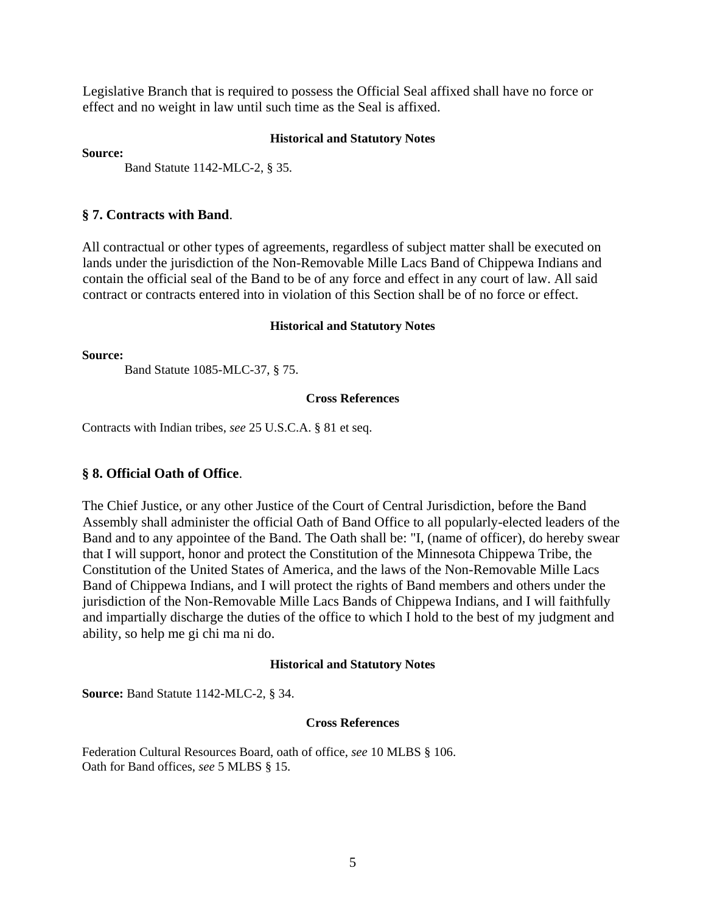Legislative Branch that is required to possess the Official Seal affixed shall have no force or effect and no weight in law until such time as the Seal is affixed.

**Historical and Statutory Notes**

**Source:**

Band Statute 1142-MLC-2, § 35.

## § 7. Contracts with Band.

All contractual or other types of agreements, regardless of subject matter shall be executed on lands under the jurisdiction of the Non-Removable Mille Lacs Band of Chippewa Indians and contain the official seal of the Band to be of any force and effect in any court of law. All said contract or contracts entered into in violation of this Section shall be of no force or effect.

**Historical and Statutory Notes**

**Source:**

Band Statute 1085-MLC-37, § 75.

**Cross References**

Contracts with Indian tribes, *see* 25 U.S.C.A. § 81 et seq.

## § 8. Official Oath of Office.

The Chief Justice, or any other Justice of the Court of Central Jurisdiction, before the Band Assembly shall administer the official Oath of Band Office to all popularly-elected leaders of the Band and to any appointee of the Band. The Oath shall be: "I, (name of officer), do hereby swear that I will support, honor and protect the Constitution of the Minnesota Chippewa Tribe, the Constitution of the United States of America, and the laws of the Non-Removable Mille Lacs Band of Chippewa Indians, and I will protect the rights of Band members and others under the jurisdiction of the Non-Removable Mille Lacs Bands of Chippewa Indians, and I will faithfully and impartially discharge the duties of the office to which I hold to the best of my judgment and ability, so help me gi chi ma ni do.

**Historical and Statutory Notes**

**Source:** Band Statute 1142-MLC-2, § 34.

**Cross References**

Federation Cultural Resources Board, oath of office, *see* 10 MLBS § 106.
Oath for Band offices, *see* 5 MLBS § 15.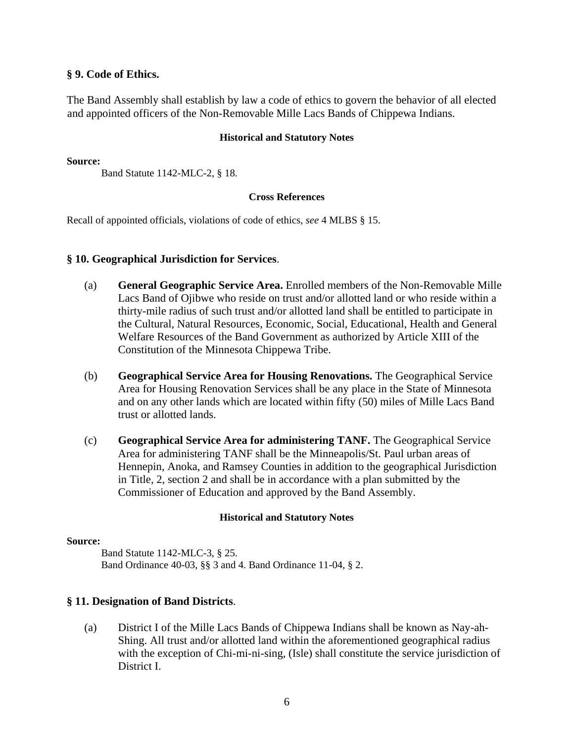### § 9. Code of Ethics.

The Band Assembly shall establish by law a code of ethics to govern the behavior of all elected and appointed officers of the Non-Removable Mille Lacs Bands of Chippewa Indians.

#### Historical and Statutory Notes

**Source:**

Band Statute 1142-MLC-2, § 18.

#### Cross References

Recall of appointed officials, violations of code of ethics, *see* 4 MLBS § 15.

### § 10. Geographical Jurisdiction for Services.

(a) **General Geographic Service Area.** Enrolled members of the Non-Removable Mille Lacs Band of Ojibwe who reside on trust and/or allotted land or who reside within a thirty-mile radius of such trust and/or allotted land shall be entitled to participate in the Cultural, Natural Resources, Economic, Social, Educational, Health and General Welfare Resources of the Band Government as authorized by Article XIII of the Constitution of the Minnesota Chippewa Tribe.

(b) **Geographical Service Area for Housing Renovations.** The Geographical Service Area for Housing Renovation Services shall be any place in the State of Minnesota and on any other lands which are located within fifty (50) miles of Mille Lacs Band trust or allotted lands.

(c) **Geographical Service Area for administering TANF.** The Geographical Service Area for administering TANF shall be the Minneapolis/St. Paul urban areas of Hennepin, Anoka, and Ramsey Counties in addition to the geographical Jurisdiction in Title, 2, section 2 and shall be in accordance with a plan submitted by the Commissioner of Education and approved by the Band Assembly.

#### Historical and Statutory Notes

**Source:**

Band Statute 1142-MLC-3, § 25.
Band Ordinance 40-03, §§ 3 and 4. Band Ordinance 11-04, § 2.

### § 11. Designation of Band Districts.

(a) District I of the Mille Lacs Bands of Chippewa Indians shall be known as Nay-ah-Shing. All trust and/or allotted land within the aforementioned geographical radius with the exception of Chi-mi-ni-sing, (Isle) shall constitute the service jurisdiction of District I.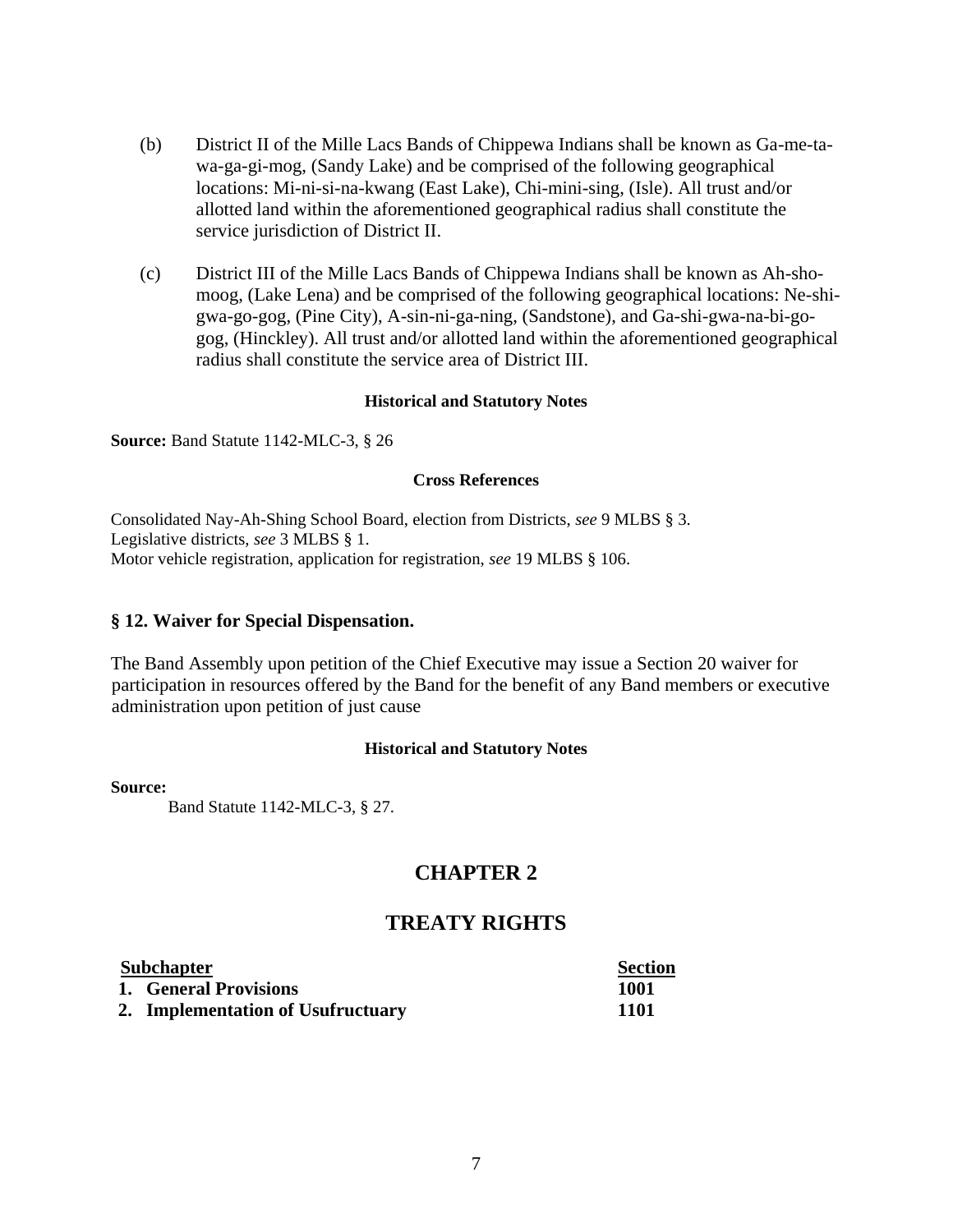(b) District II of the Mille Lacs Bands of Chippewa Indians shall be known as Ga-me-ta-wa-ga-gi-mog, (Sandy Lake) and be comprised of the following geographical locations: Mi-ni-si-na-kwang (East Lake), Chi-mini-sing, (Isle). All trust and/or allotted land within the aforementioned geographical radius shall constitute the service jurisdiction of District II.

(c) District III of the Mille Lacs Bands of Chippewa Indians shall be known as Ah-sho-moog, (Lake Lena) and be comprised of the following geographical locations: Ne-shi-gwa-go-gog, (Pine City), A-sin-ni-ga-ning, (Sandstone), and Ga-shi-gwa-na-bi-go-gog, (Hinckley). All trust and/or allotted land within the aforementioned geographical radius shall constitute the service area of District III.

**Historical and Statutory Notes**

**Source:** Band Statute 1142-MLC-3, § 26

**Cross References**

Consolidated Nay-Ah-Shing School Board, election from Districts, *see* 9 MLBS § 3.
Legislative districts, *see* 3 MLBS § 1.
Motor vehicle registration, application for registration, *see* 19 MLBS § 106.

### § 12. Waiver for Special Dispensation.

The Band Assembly upon petition of the Chief Executive may issue a Section 20 waiver for participation in resources offered by the Band for the benefit of any Band members or executive administration upon petition of just cause

**Historical and Statutory Notes**

**Source:**

Band Statute 1142-MLC-3, § 27.

# CHAPTER 2

# TREATY RIGHTS

| Subchapter | Section |
|---|---|
| **1. General Provisions** | **1001** |
| **2. Implementation of Usufructuary** | **1101** |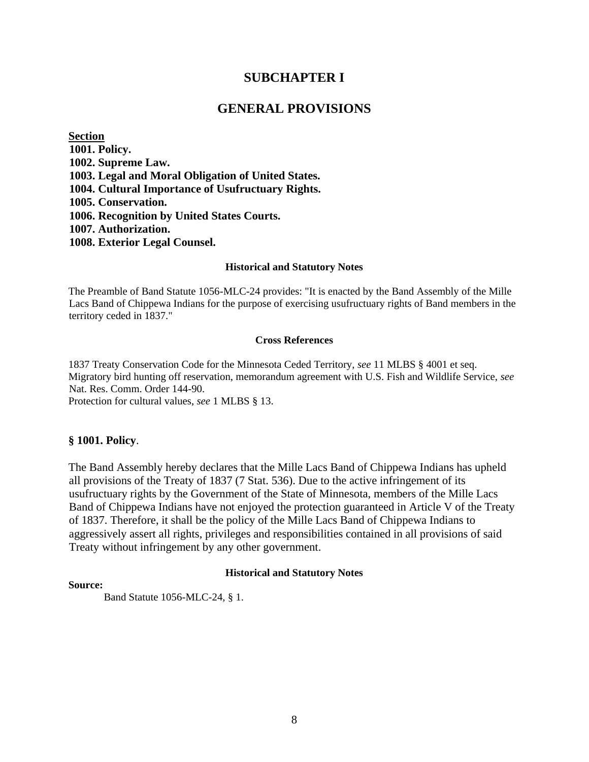# SUBCHAPTER I

# GENERAL PROVISIONS

**Section**

**1001. Policy.**
**1002. Supreme Law.**
**1003. Legal and Moral Obligation of United States.**
**1004. Cultural Importance of Usufructuary Rights.**
**1005. Conservation.**
**1006. Recognition by United States Courts.**
**1007. Authorization.**
**1008. Exterior Legal Counsel.**

**Historical and Statutory Notes**

The Preamble of Band Statute 1056-MLC-24 provides: "It is enacted by the Band Assembly of the Mille Lacs Band of Chippewa Indians for the purpose of exercising usufructuary rights of Band members in the territory ceded in 1837."

**Cross References**

1837 Treaty Conservation Code for the Minnesota Ceded Territory, *see* 11 MLBS § 4001 et seq.
Migratory bird hunting off reservation, memorandum agreement with U.S. Fish and Wildlife Service, *see* Nat. Res. Comm. Order 144-90.
Protection for cultural values, *see* 1 MLBS § 13.

## § 1001. Policy.

The Band Assembly hereby declares that the Mille Lacs Band of Chippewa Indians has upheld all provisions of the Treaty of 1837 (7 Stat. 536). Due to the active infringement of its usufructuary rights by the Government of the State of Minnesota, members of the Mille Lacs Band of Chippewa Indians have not enjoyed the protection guaranteed in Article V of the Treaty of 1837. Therefore, it shall be the policy of the Mille Lacs Band of Chippewa Indians to aggressively assert all rights, privileges and responsibilities contained in all provisions of said Treaty without infringement by any other government.

**Historical and Statutory Notes**

**Source:**

Band Statute 1056-MLC-24, § 1.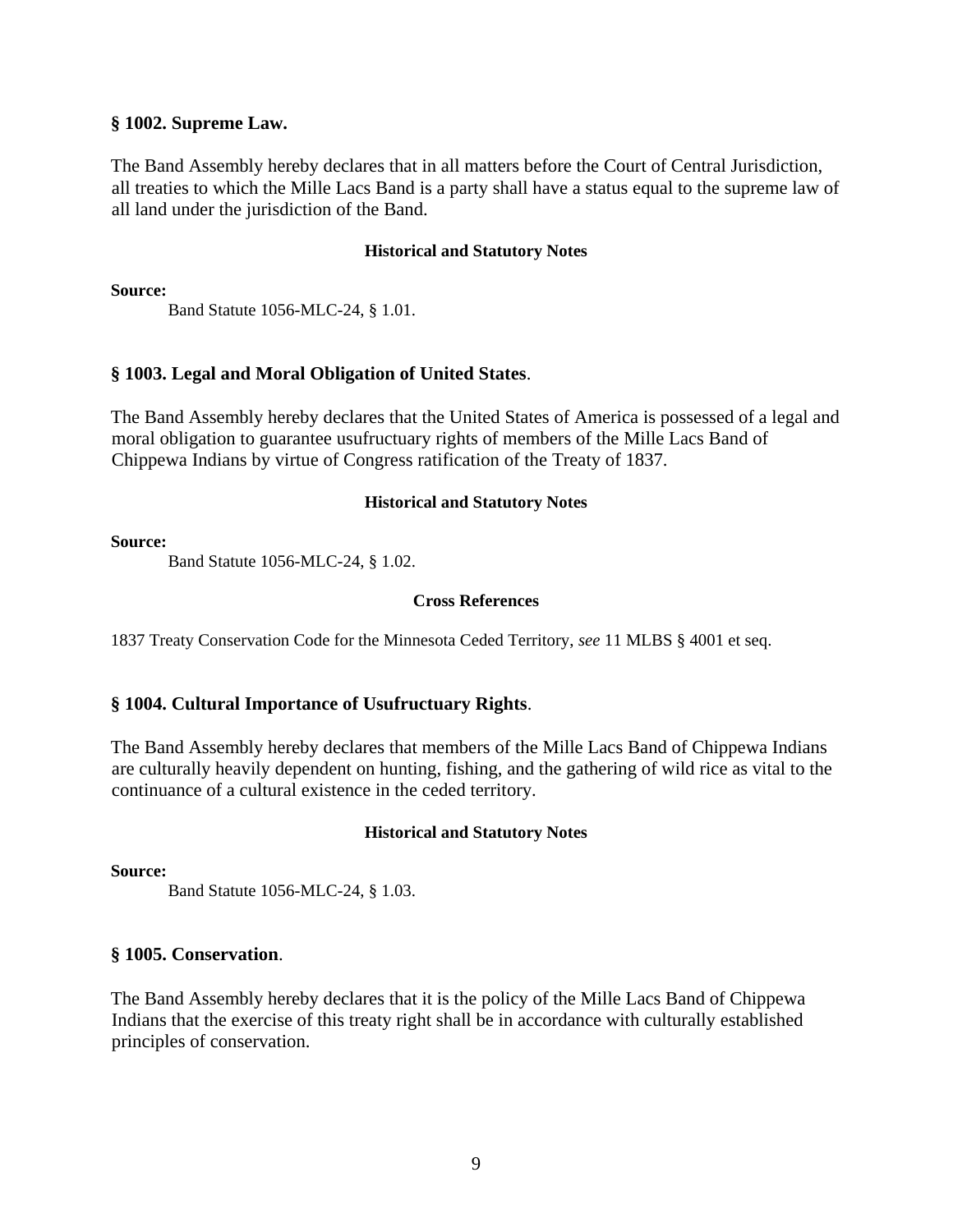**§ 1002. Supreme Law.**

The Band Assembly hereby declares that in all matters before the Court of Central Jurisdiction, all treaties to which the Mille Lacs Band is a party shall have a status equal to the supreme law of all land under the jurisdiction of the Band.

**Historical and Statutory Notes**

**Source:**

Band Statute 1056-MLC-24, § 1.01.

**§ 1003. Legal and Moral Obligation of United States**.

The Band Assembly hereby declares that the United States of America is possessed of a legal and moral obligation to guarantee usufructuary rights of members of the Mille Lacs Band of Chippewa Indians by virtue of Congress ratification of the Treaty of 1837.

**Historical and Statutory Notes**

**Source:**

Band Statute 1056-MLC-24, § 1.02.

**Cross References**

1837 Treaty Conservation Code for the Minnesota Ceded Territory, *see* 11 MLBS § 4001 et seq.

**§ 1004. Cultural Importance of Usufructuary Rights**.

The Band Assembly hereby declares that members of the Mille Lacs Band of Chippewa Indians are culturally heavily dependent on hunting, fishing, and the gathering of wild rice as vital to the continuance of a cultural existence in the ceded territory.

**Historical and Statutory Notes**

**Source:**

Band Statute 1056-MLC-24, § 1.03.

**§ 1005. Conservation**.

The Band Assembly hereby declares that it is the policy of the Mille Lacs Band of Chippewa Indians that the exercise of this treaty right shall be in accordance with culturally established principles of conservation.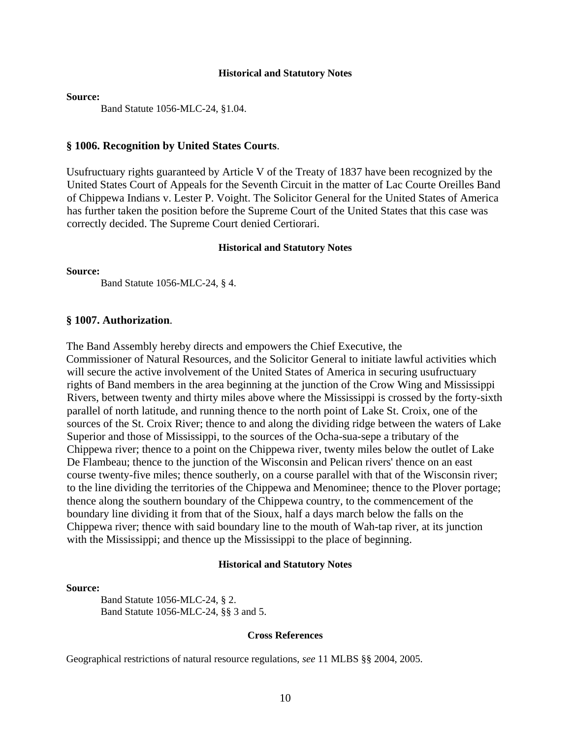#### Historical and Statutory Notes

**Source:**

Band Statute 1056-MLC-24, §1.04.

## § 1006. Recognition by United States Courts.

Usufructuary rights guaranteed by Article V of the Treaty of 1837 have been recognized by the United States Court of Appeals for the Seventh Circuit in the matter of Lac Courte Oreilles Band of Chippewa Indians v. Lester P. Voight. The Solicitor General for the United States of America has further taken the position before the Supreme Court of the United States that this case was correctly decided. The Supreme Court denied Certiorari.

#### Historical and Statutory Notes

**Source:**

Band Statute 1056-MLC-24, § 4.

## § 1007. Authorization.

The Band Assembly hereby directs and empowers the Chief Executive, the Commissioner of Natural Resources, and the Solicitor General to initiate lawful activities which will secure the active involvement of the United States of America in securing usufructuary rights of Band members in the area beginning at the junction of the Crow Wing and Mississippi Rivers, between twenty and thirty miles above where the Mississippi is crossed by the forty-sixth parallel of north latitude, and running thence to the north point of Lake St. Croix, one of the sources of the St. Croix River; thence to and along the dividing ridge between the waters of Lake Superior and those of Mississippi, to the sources of the Ocha-sua-sepe a tributary of the Chippewa river; thence to a point on the Chippewa river, twenty miles below the outlet of Lake De Flambeau; thence to the junction of the Wisconsin and Pelican rivers' thence on an east course twenty-five miles; thence southerly, on a course parallel with that of the Wisconsin river; to the line dividing the territories of the Chippewa and Menominee; thence to the Plover portage; thence along the southern boundary of the Chippewa country, to the commencement of the boundary line dividing it from that of the Sioux, half a days march below the falls on the Chippewa river; thence with said boundary line to the mouth of Wah-tap river, at its junction with the Mississippi; and thence up the Mississippi to the place of beginning.

#### Historical and Statutory Notes

**Source:**

Band Statute 1056-MLC-24, § 2.
Band Statute 1056-MLC-24, §§ 3 and 5.

#### Cross References

Geographical restrictions of natural resource regulations, *see* 11 MLBS §§ 2004, 2005.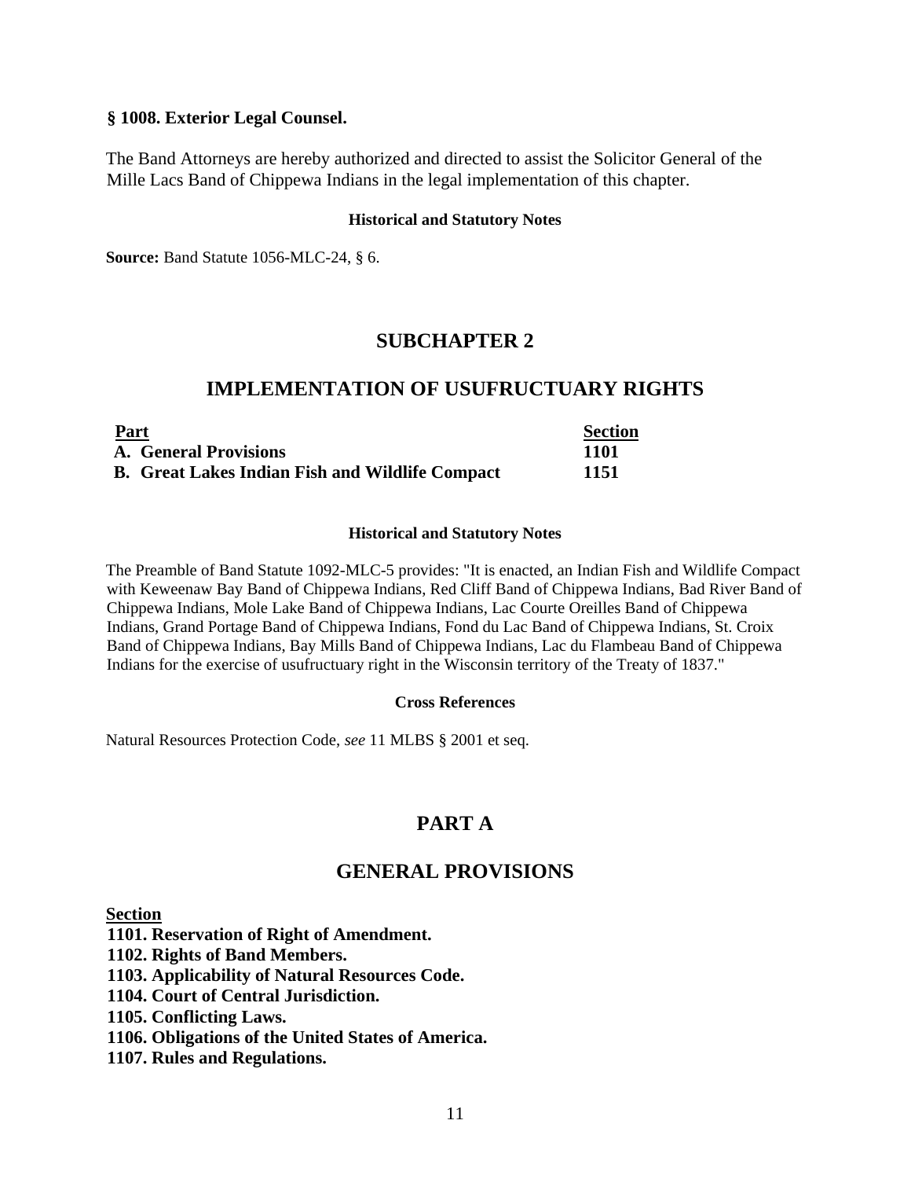**§ 1008. Exterior Legal Counsel.**

The Band Attorneys are hereby authorized and directed to assist the Solicitor General of the Mille Lacs Band of Chippewa Indians in the legal implementation of this chapter.

**Historical and Statutory Notes**

**Source:** Band Statute 1056-MLC-24, § 6.

## SUBCHAPTER 2

## IMPLEMENTATION OF USUFRUCTUARY RIGHTS

| Part | Section |
|---|---|
| **A. General Provisions** | **1101** |
| **B. Great Lakes Indian Fish and Wildlife Compact** | **1151** |

**Historical and Statutory Notes**

The Preamble of Band Statute 1092-MLC-5 provides: "It is enacted, an Indian Fish and Wildlife Compact with Keweenaw Bay Band of Chippewa Indians, Red Cliff Band of Chippewa Indians, Bad River Band of Chippewa Indians, Mole Lake Band of Chippewa Indians, Lac Courte Oreilles Band of Chippewa Indians, Grand Portage Band of Chippewa Indians, Fond du Lac Band of Chippewa Indians, St. Croix Band of Chippewa Indians, Bay Mills Band of Chippewa Indians, Lac du Flambeau Band of Chippewa Indians for the exercise of usufructuary right in the Wisconsin territory of the Treaty of 1837."

**Cross References**

Natural Resources Protection Code, *see* 11 MLBS § 2001 et seq.

## PART A

## GENERAL PROVISIONS

**Section**

**1101. Reservation of Right of Amendment.**
**1102. Rights of Band Members.**
**1103. Applicability of Natural Resources Code.**
**1104. Court of Central Jurisdiction.**
**1105. Conflicting Laws.**
**1106. Obligations of the United States of America.**
**1107. Rules and Regulations.**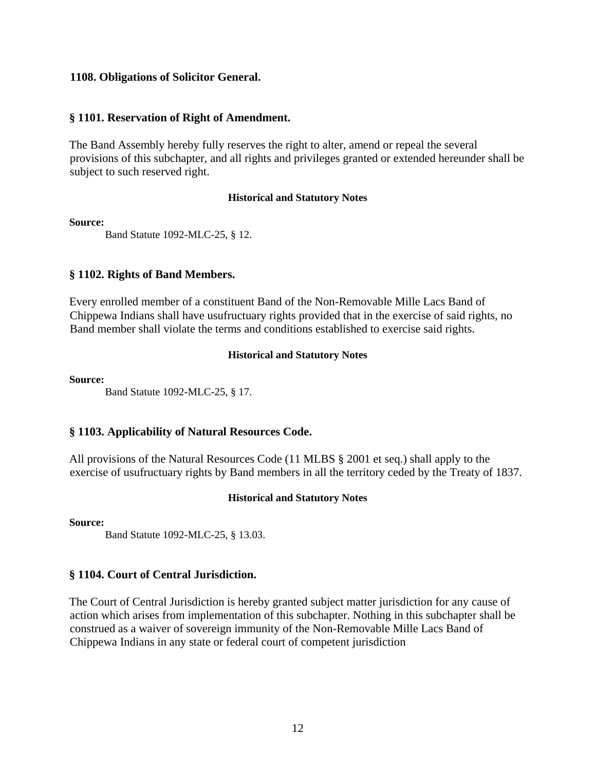**1108. Obligations of Solicitor General.**

### § 1101. Reservation of Right of Amendment.

The Band Assembly hereby fully reserves the right to alter, amend or repeal the several provisions of this subchapter, and all rights and privileges granted or extended hereunder shall be subject to such reserved right.

**Historical and Statutory Notes**

**Source:**

Band Statute 1092-MLC-25, § 12.

### § 1102. Rights of Band Members.

Every enrolled member of a constituent Band of the Non-Removable Mille Lacs Band of Chippewa Indians shall have usufructuary rights provided that in the exercise of said rights, no Band member shall violate the terms and conditions established to exercise said rights.

**Historical and Statutory Notes**

**Source:**

Band Statute 1092-MLC-25, § 17.

### § 1103. Applicability of Natural Resources Code.

All provisions of the Natural Resources Code (11 MLBS § 2001 et seq.) shall apply to the exercise of usufructuary rights by Band members in all the territory ceded by the Treaty of 1837.

**Historical and Statutory Notes**

**Source:**

Band Statute 1092-MLC-25, § 13.03.

### § 1104. Court of Central Jurisdiction.

The Court of Central Jurisdiction is hereby granted subject matter jurisdiction for any cause of action which arises from implementation of this subchapter. Nothing in this subchapter shall be construed as a waiver of sovereign immunity of the Non-Removable Mille Lacs Band of Chippewa Indians in any state or federal court of competent jurisdiction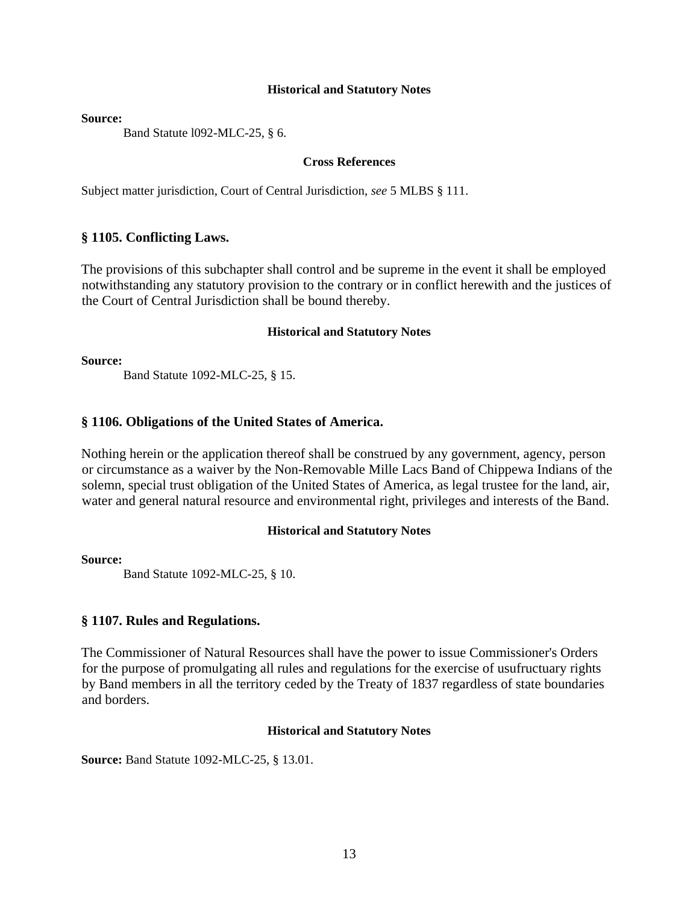#### Historical and Statutory Notes

**Source:**

Band Statute l092-MLC-25, § 6.

#### Cross References

Subject matter jurisdiction, Court of Central Jurisdiction, *see* 5 MLBS § 111.

### § 1105. Conflicting Laws.

The provisions of this subchapter shall control and be supreme in the event it shall be employed notwithstanding any statutory provision to the contrary or in conflict herewith and the justices of the Court of Central Jurisdiction shall be bound thereby.

#### Historical and Statutory Notes

**Source:**

Band Statute 1092-MLC-25, § 15.

### § 1106. Obligations of the United States of America.

Nothing herein or the application thereof shall be construed by any government, agency, person or circumstance as a waiver by the Non-Removable Mille Lacs Band of Chippewa Indians of the solemn, special trust obligation of the United States of America, as legal trustee for the land, air, water and general natural resource and environmental right, privileges and interests of the Band.

#### Historical and Statutory Notes

**Source:**

Band Statute 1092-MLC-25, § 10.

### § 1107. Rules and Regulations.

The Commissioner of Natural Resources shall have the power to issue Commissioner's Orders for the purpose of promulgating all rules and regulations for the exercise of usufructuary rights by Band members in all the territory ceded by the Treaty of 1837 regardless of state boundaries and borders.

#### Historical and Statutory Notes

**Source:** Band Statute 1092-MLC-25, § 13.01.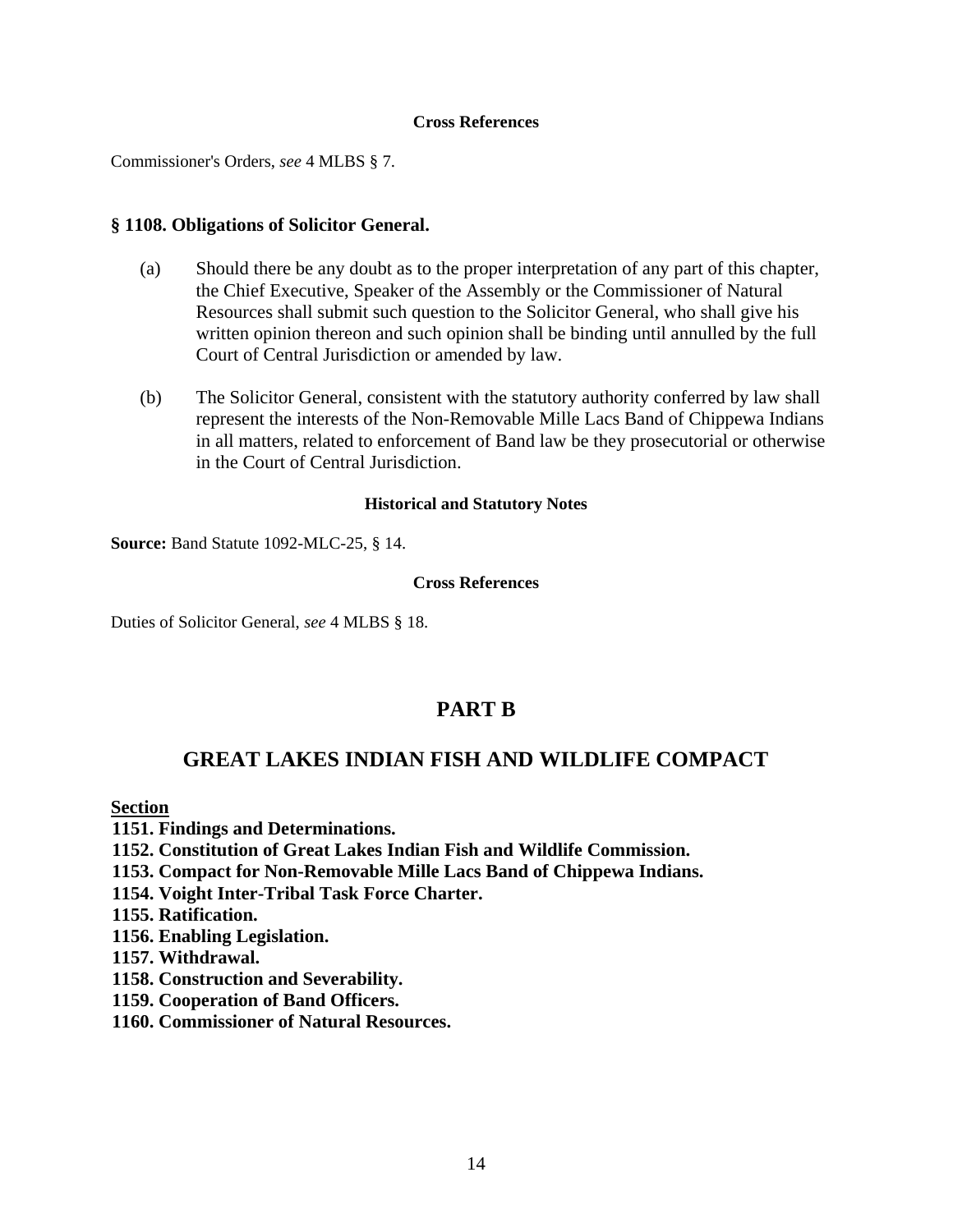#### Cross References

Commissioner's Orders, *see* 4 MLBS § 7.

### § 1108. Obligations of Solicitor General.

(a) Should there be any doubt as to the proper interpretation of any part of this chapter, the Chief Executive, Speaker of the Assembly or the Commissioner of Natural Resources shall submit such question to the Solicitor General, who shall give his written opinion thereon and such opinion shall be binding until annulled by the full Court of Central Jurisdiction or amended by law.

(b) The Solicitor General, consistent with the statutory authority conferred by law shall represent the interests of the Non-Removable Mille Lacs Band of Chippewa Indians in all matters, related to enforcement of Band law be they prosecutorial or otherwise in the Court of Central Jurisdiction.

#### Historical and Statutory Notes

**Source:** Band Statute 1092-MLC-25, § 14.

#### Cross References

Duties of Solicitor General, *see* 4 MLBS § 18.

## PART B

## GREAT LAKES INDIAN FISH AND WILDLIFE COMPACT

**Section**

**1151. Findings and Determinations.**
**1152. Constitution of Great Lakes Indian Fish and Wildlife Commission.**
**1153. Compact for Non-Removable Mille Lacs Band of Chippewa Indians.**
**1154. Voight Inter-Tribal Task Force Charter.**
**1155. Ratification.**
**1156. Enabling Legislation.**
**1157. Withdrawal.**
**1158. Construction and Severability.**
**1159. Cooperation of Band Officers.**
**1160. Commissioner of Natural Resources.**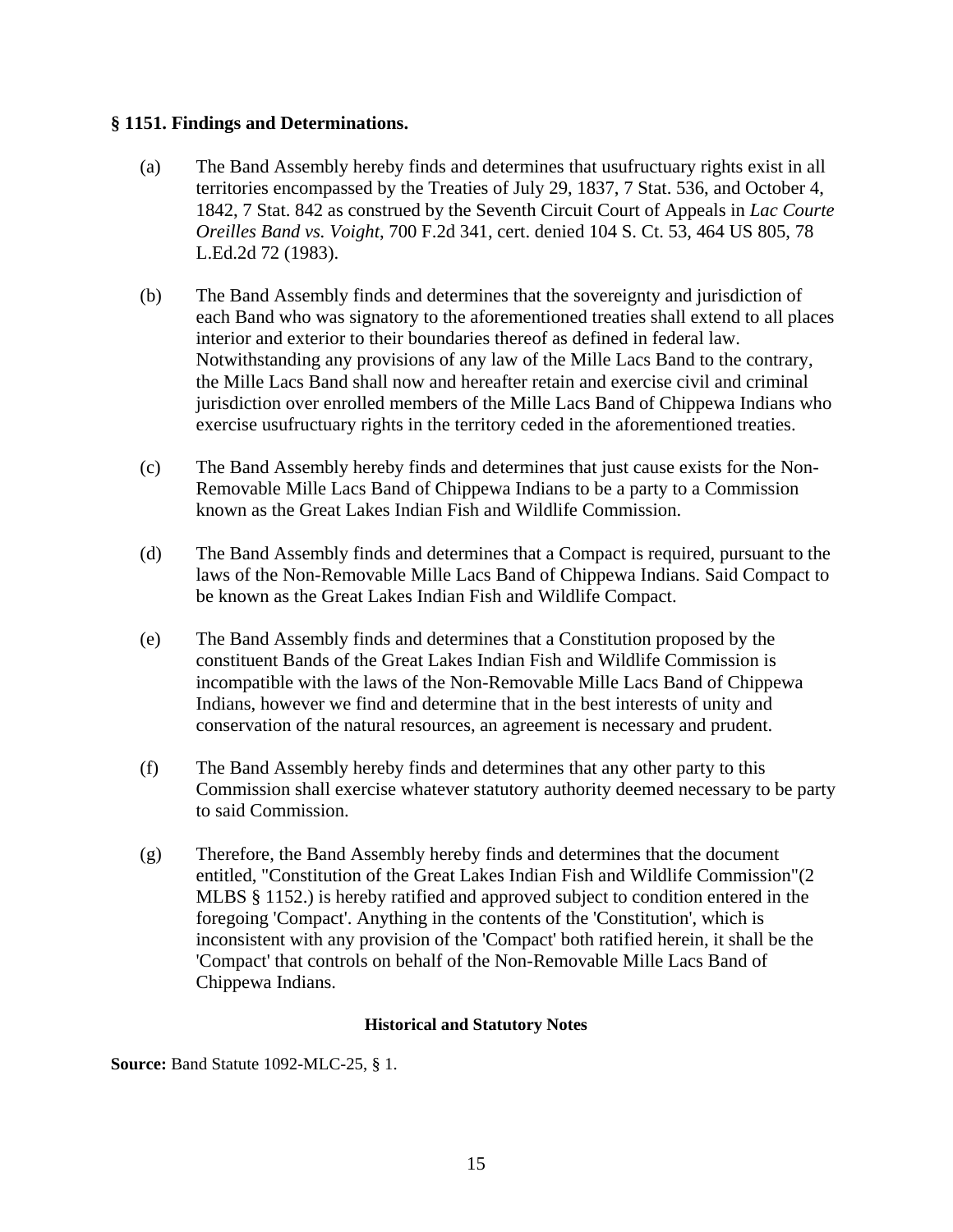**§ 1151. Findings and Determinations.**

(a) The Band Assembly hereby finds and determines that usufructuary rights exist in all territories encompassed by the Treaties of July 29, 1837, 7 Stat. 536, and October 4, 1842, 7 Stat. 842 as construed by the Seventh Circuit Court of Appeals in *Lac Courte Oreilles Band vs. Voight*, 700 F.2d 341, cert. denied 104 S. Ct. 53, 464 US 805, 78 L.Ed.2d 72 (1983).

(b) The Band Assembly finds and determines that the sovereignty and jurisdiction of each Band who was signatory to the aforementioned treaties shall extend to all places interior and exterior to their boundaries thereof as defined in federal law. Notwithstanding any provisions of any law of the Mille Lacs Band to the contrary, the Mille Lacs Band shall now and hereafter retain and exercise civil and criminal jurisdiction over enrolled members of the Mille Lacs Band of Chippewa Indians who exercise usufructuary rights in the territory ceded in the aforementioned treaties.

(c) The Band Assembly hereby finds and determines that just cause exists for the Non-Removable Mille Lacs Band of Chippewa Indians to be a party to a Commission known as the Great Lakes Indian Fish and Wildlife Commission.

(d) The Band Assembly finds and determines that a Compact is required, pursuant to the laws of the Non-Removable Mille Lacs Band of Chippewa Indians. Said Compact to be known as the Great Lakes Indian Fish and Wildlife Compact.

(e) The Band Assembly finds and determines that a Constitution proposed by the constituent Bands of the Great Lakes Indian Fish and Wildlife Commission is incompatible with the laws of the Non-Removable Mille Lacs Band of Chippewa Indians, however we find and determine that in the best interests of unity and conservation of the natural resources, an agreement is necessary and prudent.

(f) The Band Assembly hereby finds and determines that any other party to this Commission shall exercise whatever statutory authority deemed necessary to be party to said Commission.

(g) Therefore, the Band Assembly hereby finds and determines that the document entitled, "Constitution of the Great Lakes Indian Fish and Wildlife Commission"(2 MLBS § 1152.) is hereby ratified and approved subject to condition entered in the foregoing 'Compact'. Anything in the contents of the 'Constitution', which is inconsistent with any provision of the 'Compact' both ratified herein, it shall be the 'Compact' that controls on behalf of the Non-Removable Mille Lacs Band of Chippewa Indians.

**Historical and Statutory Notes**

**Source:** Band Statute 1092-MLC-25, § 1.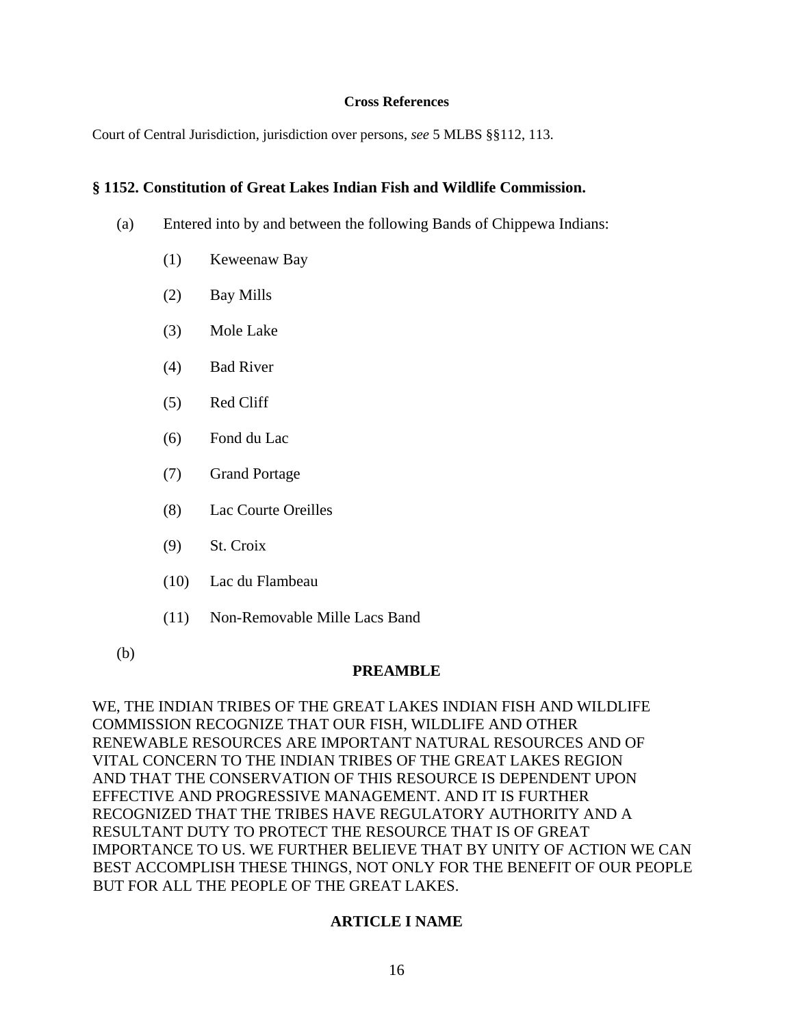**Cross References**

Court of Central Jurisdiction, jurisdiction over persons, *see* 5 MLBS §§112, 113.

### § 1152. Constitution of Great Lakes Indian Fish and Wildlife Commission.

(a) Entered into by and between the following Bands of Chippewa Indians:

(1) Keweenaw Bay

(2) Bay Mills

(3) Mole Lake

(4) Bad River

(5) Red Cliff

(6) Fond du Lac

(7) Grand Portage

(8) Lac Courte Oreilles

(9) St. Croix

(10) Lac du Flambeau

(11) Non-Removable Mille Lacs Band

(b)

**PREAMBLE**

WE, THE INDIAN TRIBES OF THE GREAT LAKES INDIAN FISH AND WILDLIFE COMMISSION RECOGNIZE THAT OUR FISH, WILDLIFE AND OTHER RENEWABLE RESOURCES ARE IMPORTANT NATURAL RESOURCES AND OF VITAL CONCERN TO THE INDIAN TRIBES OF THE GREAT LAKES REGION AND THAT THE CONSERVATION OF THIS RESOURCE IS DEPENDENT UPON EFFECTIVE AND PROGRESSIVE MANAGEMENT. AND IT IS FURTHER RECOGNIZED THAT THE TRIBES HAVE REGULATORY AUTHORITY AND A RESULTANT DUTY TO PROTECT THE RESOURCE THAT IS OF GREAT IMPORTANCE TO US. WE FURTHER BELIEVE THAT BY UNITY OF ACTION WE CAN BEST ACCOMPLISH THESE THINGS, NOT ONLY FOR THE BENEFIT OF OUR PEOPLE BUT FOR ALL THE PEOPLE OF THE GREAT LAKES.

**ARTICLE I NAME**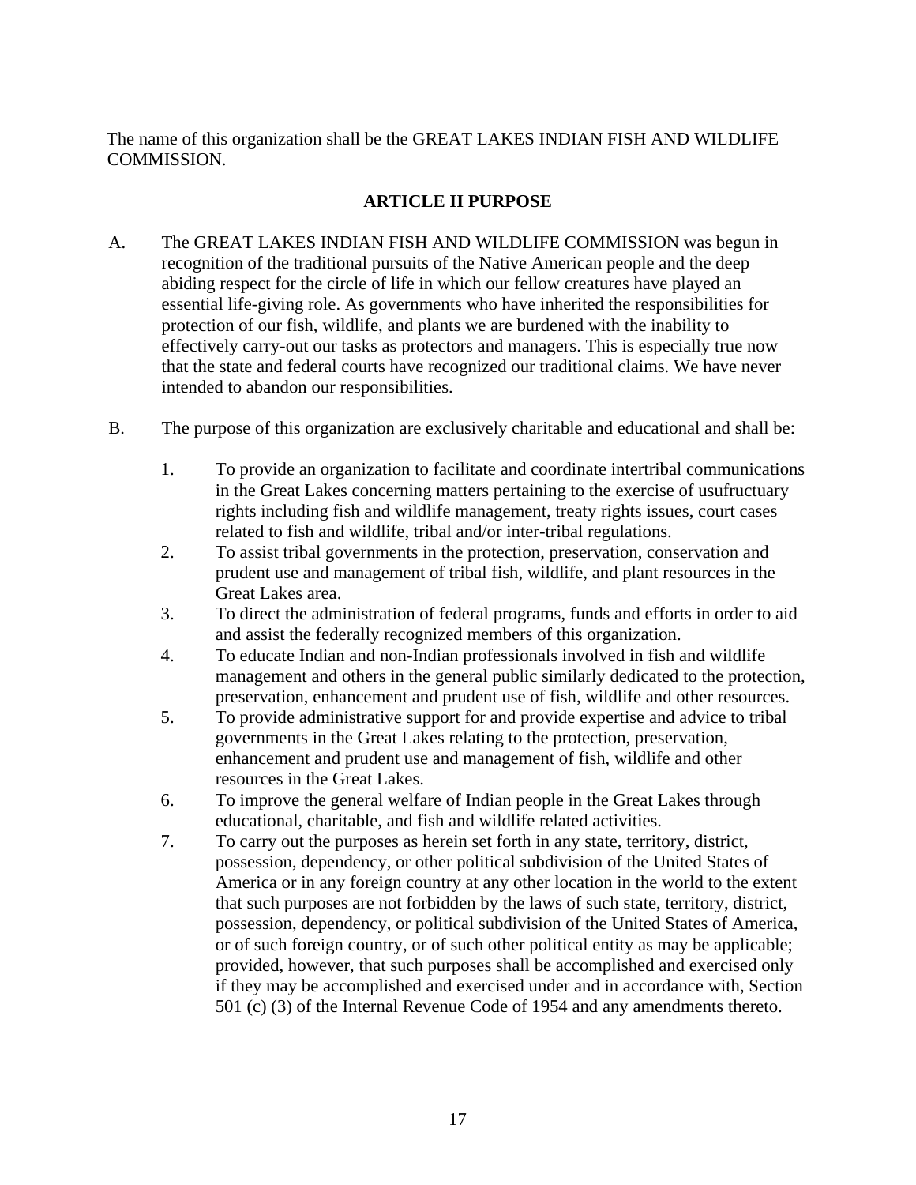The name of this organization shall be the GREAT LAKES INDIAN FISH AND WILDLIFE COMMISSION.

## ARTICLE II PURPOSE

A. The GREAT LAKES INDIAN FISH AND WILDLIFE COMMISSION was begun in recognition of the traditional pursuits of the Native American people and the deep abiding respect for the circle of life in which our fellow creatures have played an essential life-giving role. As governments who have inherited the responsibilities for protection of our fish, wildlife, and plants we are burdened with the inability to effectively carry-out our tasks as protectors and managers. This is especially true now that the state and federal courts have recognized our traditional claims. We have never intended to abandon our responsibilities.

B. The purpose of this organization are exclusively charitable and educational and shall be:

1. To provide an organization to facilitate and coordinate intertribal communications in the Great Lakes concerning matters pertaining to the exercise of usufructuary rights including fish and wildlife management, treaty rights issues, court cases related to fish and wildlife, tribal and/or inter-tribal regulations.
2. To assist tribal governments in the protection, preservation, conservation and prudent use and management of tribal fish, wildlife, and plant resources in the Great Lakes area.
3. To direct the administration of federal programs, funds and efforts in order to aid and assist the federally recognized members of this organization.
4. To educate Indian and non-Indian professionals involved in fish and wildlife management and others in the general public similarly dedicated to the protection, preservation, enhancement and prudent use of fish, wildlife and other resources.
5. To provide administrative support for and provide expertise and advice to tribal governments in the Great Lakes relating to the protection, preservation, enhancement and prudent use and management of fish, wildlife and other resources in the Great Lakes.
6. To improve the general welfare of Indian people in the Great Lakes through educational, charitable, and fish and wildlife related activities.
7. To carry out the purposes as herein set forth in any state, territory, district, possession, dependency, or other political subdivision of the United States of America or in any foreign country at any other location in the world to the extent that such purposes are not forbidden by the laws of such state, territory, district, possession, dependency, or political subdivision of the United States of America, or of such foreign country, or of such other political entity as may be applicable; provided, however, that such purposes shall be accomplished and exercised only if they may be accomplished and exercised under and in accordance with, Section 501 (c) (3) of the Internal Revenue Code of 1954 and any amendments thereto.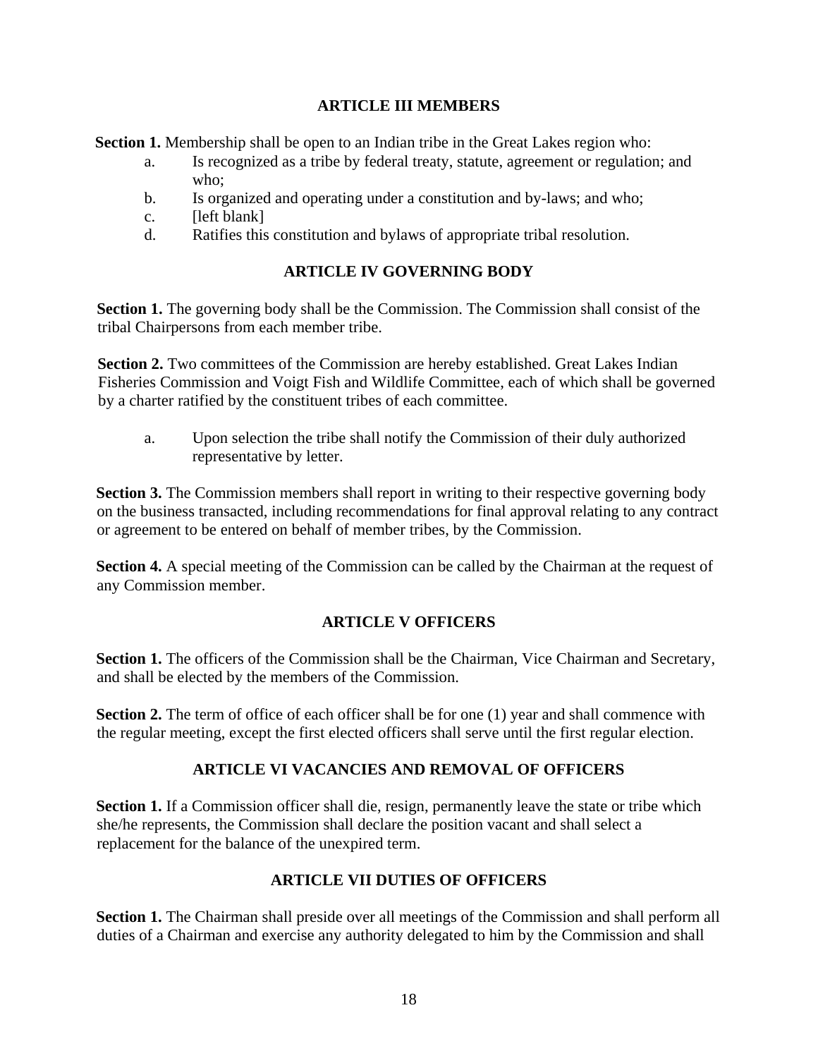## ARTICLE III MEMBERS

**Section 1.** Membership shall be open to an Indian tribe in the Great Lakes region who:

a. Is recognized as a tribe by federal treaty, statute, agreement or regulation; and who;
b. Is organized and operating under a constitution and by-laws; and who;
c. [left blank]
d. Ratifies this constitution and bylaws of appropriate tribal resolution.

## ARTICLE IV GOVERNING BODY

**Section 1.** The governing body shall be the Commission. The Commission shall consist of the tribal Chairpersons from each member tribe.

**Section 2.** Two committees of the Commission are hereby established. Great Lakes Indian Fisheries Commission and Voigt Fish and Wildlife Committee, each of which shall be governed by a charter ratified by the constituent tribes of each committee.

a. Upon selection the tribe shall notify the Commission of their duly authorized representative by letter.

**Section 3.** The Commission members shall report in writing to their respective governing body on the business transacted, including recommendations for final approval relating to any contract or agreement to be entered on behalf of member tribes, by the Commission.

**Section 4.** A special meeting of the Commission can be called by the Chairman at the request of any Commission member.

## ARTICLE V OFFICERS

**Section 1.** The officers of the Commission shall be the Chairman, Vice Chairman and Secretary, and shall be elected by the members of the Commission.

**Section 2.** The term of office of each officer shall be for one (1) year and shall commence with the regular meeting, except the first elected officers shall serve until the first regular election.

## ARTICLE VI VACANCIES AND REMOVAL OF OFFICERS

**Section 1.** If a Commission officer shall die, resign, permanently leave the state or tribe which she/he represents, the Commission shall declare the position vacant and shall select a replacement for the balance of the unexpired term.

## ARTICLE VII DUTIES OF OFFICERS

**Section 1.** The Chairman shall preside over all meetings of the Commission and shall perform all duties of a Chairman and exercise any authority delegated to him by the Commission and shall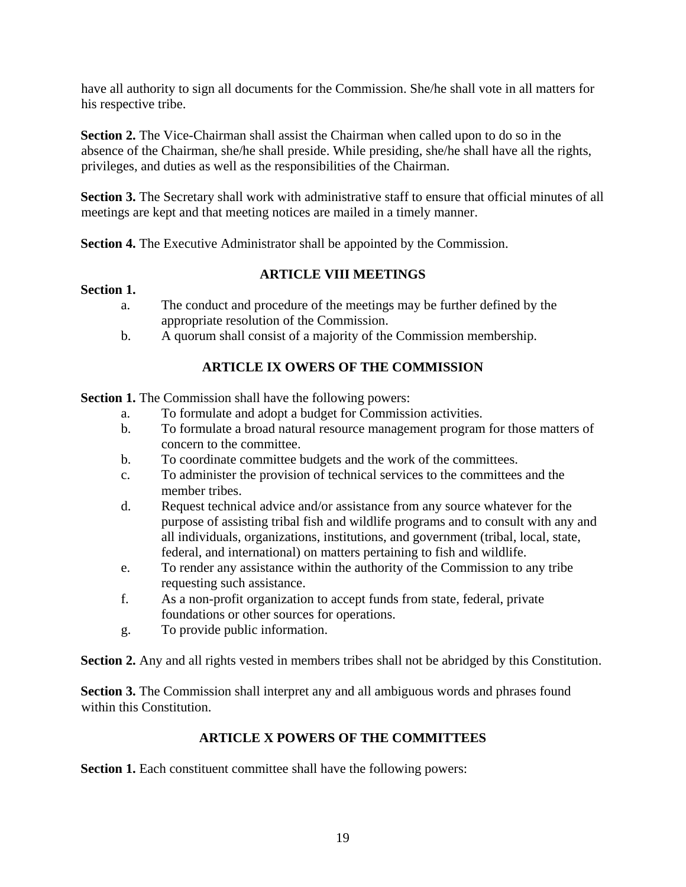have all authority to sign all documents for the Commission. She/he shall vote in all matters for his respective tribe.

**Section 2.** The Vice-Chairman shall assist the Chairman when called upon to do so in the absence of the Chairman, she/he shall preside. While presiding, she/he shall have all the rights, privileges, and duties as well as the responsibilities of the Chairman.

**Section 3.** The Secretary shall work with administrative staff to ensure that official minutes of all meetings are kept and that meeting notices are mailed in a timely manner.

**Section 4.** The Executive Administrator shall be appointed by the Commission.

## ARTICLE VIII MEETINGS

**Section 1.**

a. The conduct and procedure of the meetings may be further defined by the appropriate resolution of the Commission.

b. A quorum shall consist of a majority of the Commission membership.

## ARTICLE IX OWERS OF THE COMMISSION

**Section 1.** The Commission shall have the following powers:

a. To formulate and adopt a budget for Commission activities.

b. To formulate a broad natural resource management program for those matters of concern to the committee.

b. To coordinate committee budgets and the work of the committees.

c. To administer the provision of technical services to the committees and the member tribes.

d. Request technical advice and/or assistance from any source whatever for the purpose of assisting tribal fish and wildlife programs and to consult with any and all individuals, organizations, institutions, and government (tribal, local, state, federal, and international) on matters pertaining to fish and wildlife.

e. To render any assistance within the authority of the Commission to any tribe requesting such assistance.

f. As a non-profit organization to accept funds from state, federal, private foundations or other sources for operations.

g. To provide public information.

**Section 2.** Any and all rights vested in members tribes shall not be abridged by this Constitution.

**Section 3.** The Commission shall interpret any and all ambiguous words and phrases found within this Constitution.

## ARTICLE X POWERS OF THE COMMITTEES

**Section 1.** Each constituent committee shall have the following powers: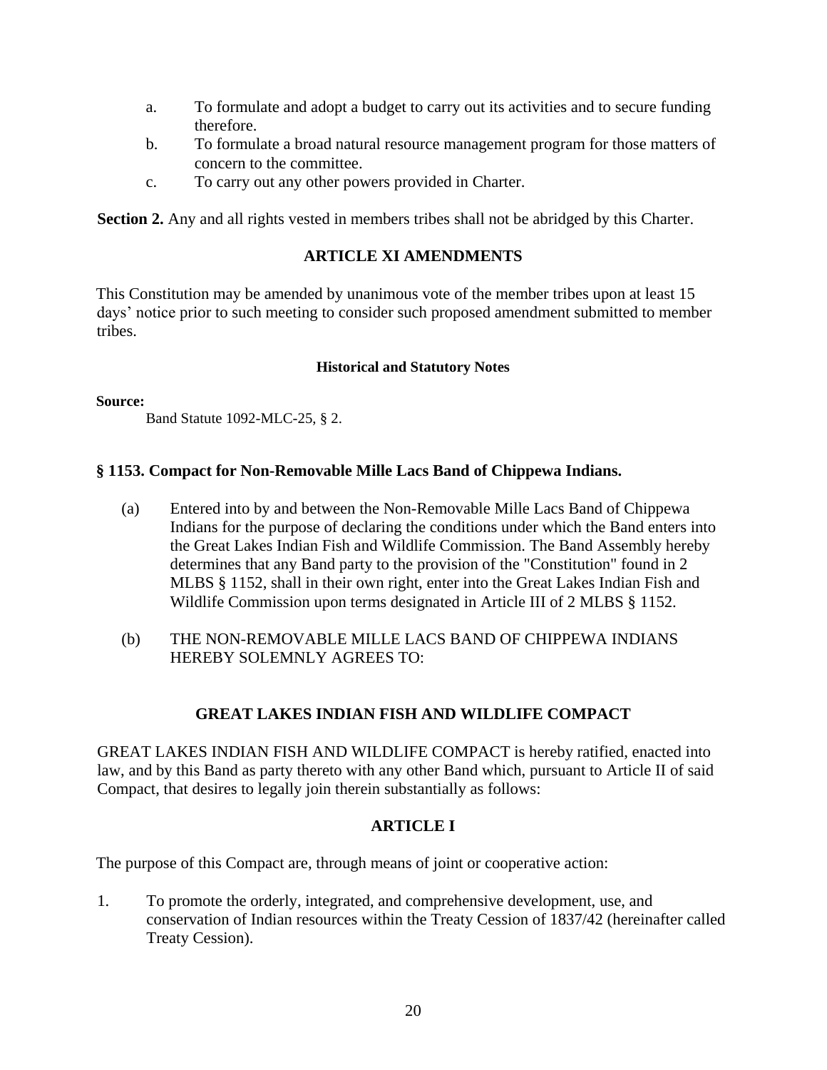a. To formulate and adopt a budget to carry out its activities and to secure funding therefore.
b. To formulate a broad natural resource management program for those matters of concern to the committee.
c. To carry out any other powers provided in Charter.

**Section 2.** Any and all rights vested in members tribes shall not be abridged by this Charter.

### ARTICLE XI AMENDMENTS

This Constitution may be amended by unanimous vote of the member tribes upon at least 15 days' notice prior to such meeting to consider such proposed amendment submitted to member tribes.

#### Historical and Statutory Notes

**Source:**

Band Statute 1092-MLC-25, § 2.

## § 1153. Compact for Non-Removable Mille Lacs Band of Chippewa Indians.

(a) Entered into by and between the Non-Removable Mille Lacs Band of Chippewa Indians for the purpose of declaring the conditions under which the Band enters into the Great Lakes Indian Fish and Wildlife Commission. The Band Assembly hereby determines that any Band party to the provision of the "Constitution" found in 2 MLBS § 1152, shall in their own right, enter into the Great Lakes Indian Fish and Wildlife Commission upon terms designated in Article III of 2 MLBS § 1152.

(b) THE NON-REMOVABLE MILLE LACS BAND OF CHIPPEWA INDIANS HEREBY SOLEMNLY AGREES TO:

### GREAT LAKES INDIAN FISH AND WILDLIFE COMPACT

GREAT LAKES INDIAN FISH AND WILDLIFE COMPACT is hereby ratified, enacted into law, and by this Band as party thereto with any other Band which, pursuant to Article II of said Compact, that desires to legally join therein substantially as follows:

### ARTICLE I

The purpose of this Compact are, through means of joint or cooperative action:

1. To promote the orderly, integrated, and comprehensive development, use, and conservation of Indian resources within the Treaty Cession of 1837/42 (hereinafter called Treaty Cession).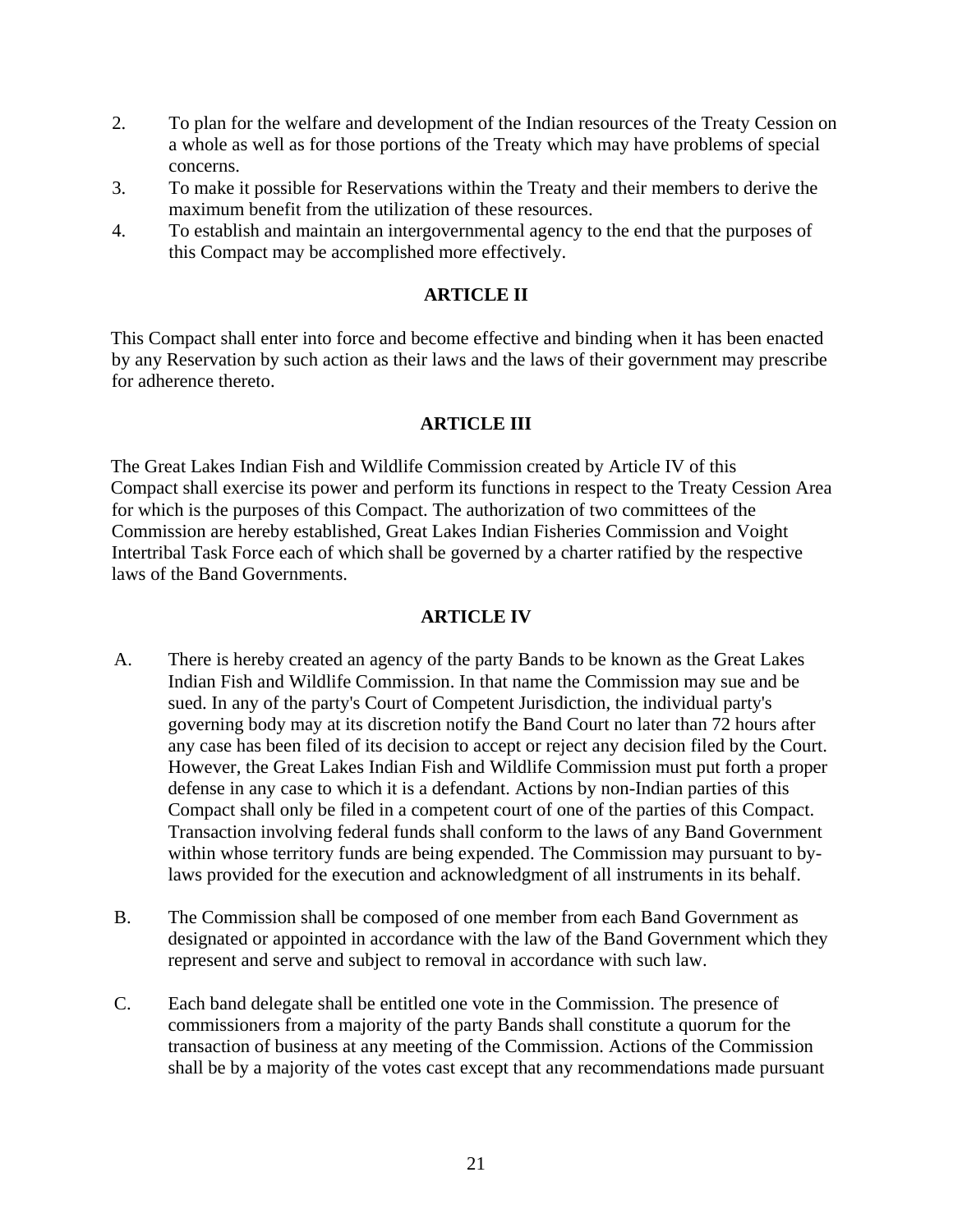2. To plan for the welfare and development of the Indian resources of the Treaty Cession on a whole as well as for those portions of the Treaty which may have problems of special concerns.
3. To make it possible for Reservations within the Treaty and their members to derive the maximum benefit from the utilization of these resources.
4. To establish and maintain an intergovernmental agency to the end that the purposes of this Compact may be accomplished more effectively.

## ARTICLE II

This Compact shall enter into force and become effective and binding when it has been enacted by any Reservation by such action as their laws and the laws of their government may prescribe for adherence thereto.

## ARTICLE III

The Great Lakes Indian Fish and Wildlife Commission created by Article IV of this Compact shall exercise its power and perform its functions in respect to the Treaty Cession Area for which is the purposes of this Compact. The authorization of two committees of the Commission are hereby established, Great Lakes Indian Fisheries Commission and Voight Intertribal Task Force each of which shall be governed by a charter ratified by the respective laws of the Band Governments.

## ARTICLE IV

A. There is hereby created an agency of the party Bands to be known as the Great Lakes Indian Fish and Wildlife Commission. In that name the Commission may sue and be sued. In any of the party's Court of Competent Jurisdiction, the individual party's governing body may at its discretion notify the Band Court no later than 72 hours after any case has been filed of its decision to accept or reject any decision filed by the Court. However, the Great Lakes Indian Fish and Wildlife Commission must put forth a proper defense in any case to which it is a defendant. Actions by non-Indian parties of this Compact shall only be filed in a competent court of one of the parties of this Compact. Transaction involving federal funds shall conform to the laws of any Band Government within whose territory funds are being expended. The Commission may pursuant to by-laws provided for the execution and acknowledgment of all instruments in its behalf.

B. The Commission shall be composed of one member from each Band Government as designated or appointed in accordance with the law of the Band Government which they represent and serve and subject to removal in accordance with such law.

C. Each band delegate shall be entitled one vote in the Commission. The presence of commissioners from a majority of the party Bands shall constitute a quorum for the transaction of business at any meeting of the Commission. Actions of the Commission shall be by a majority of the votes cast except that any recommendations made pursuant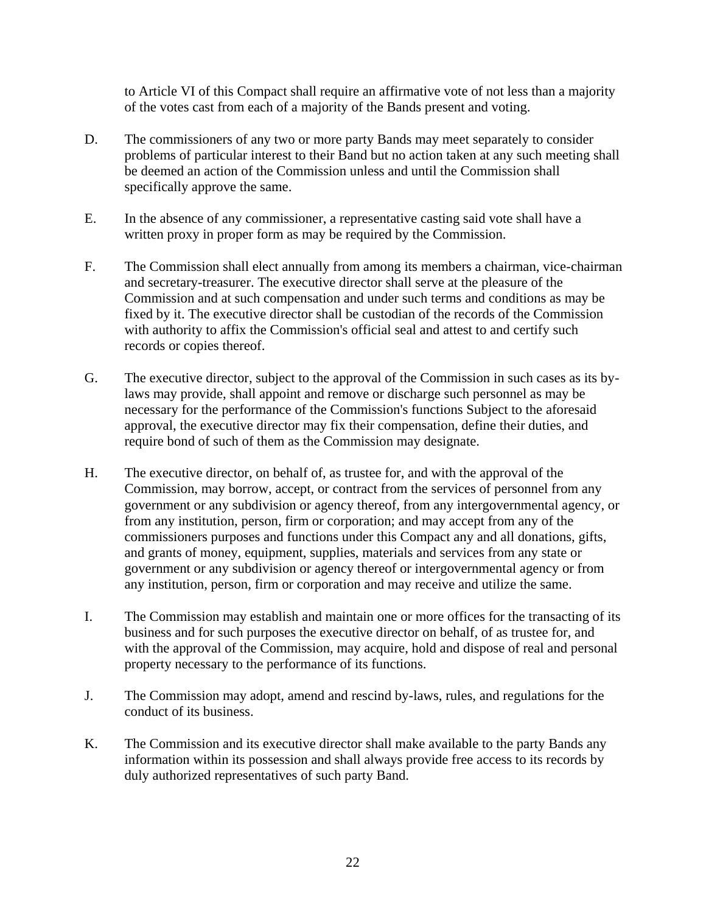to Article VI of this Compact shall require an affirmative vote of not less than a majority of the votes cast from each of a majority of the Bands present and voting.

D. The commissioners of any two or more party Bands may meet separately to consider problems of particular interest to their Band but no action taken at any such meeting shall be deemed an action of the Commission unless and until the Commission shall specifically approve the same.

E. In the absence of any commissioner, a representative casting said vote shall have a written proxy in proper form as may be required by the Commission.

F. The Commission shall elect annually from among its members a chairman, vice-chairman and secretary-treasurer. The executive director shall serve at the pleasure of the Commission and at such compensation and under such terms and conditions as may be fixed by it. The executive director shall be custodian of the records of the Commission with authority to affix the Commission's official seal and attest to and certify such records or copies thereof.

G. The executive director, subject to the approval of the Commission in such cases as its by-laws may provide, shall appoint and remove or discharge such personnel as may be necessary for the performance of the Commission's functions Subject to the aforesaid approval, the executive director may fix their compensation, define their duties, and require bond of such of them as the Commission may designate.

H. The executive director, on behalf of, as trustee for, and with the approval of the Commission, may borrow, accept, or contract from the services of personnel from any government or any subdivision or agency thereof, from any intergovernmental agency, or from any institution, person, firm or corporation; and may accept from any of the commissioners purposes and functions under this Compact any and all donations, gifts, and grants of money, equipment, supplies, materials and services from any state or government or any subdivision or agency thereof or intergovernmental agency or from any institution, person, firm or corporation and may receive and utilize the same.

I. The Commission may establish and maintain one or more offices for the transacting of its business and for such purposes the executive director on behalf, of as trustee for, and with the approval of the Commission, may acquire, hold and dispose of real and personal property necessary to the performance of its functions.

J. The Commission may adopt, amend and rescind by-laws, rules, and regulations for the conduct of its business.

K. The Commission and its executive director shall make available to the party Bands any information within its possession and shall always provide free access to its records by duly authorized representatives of such party Band.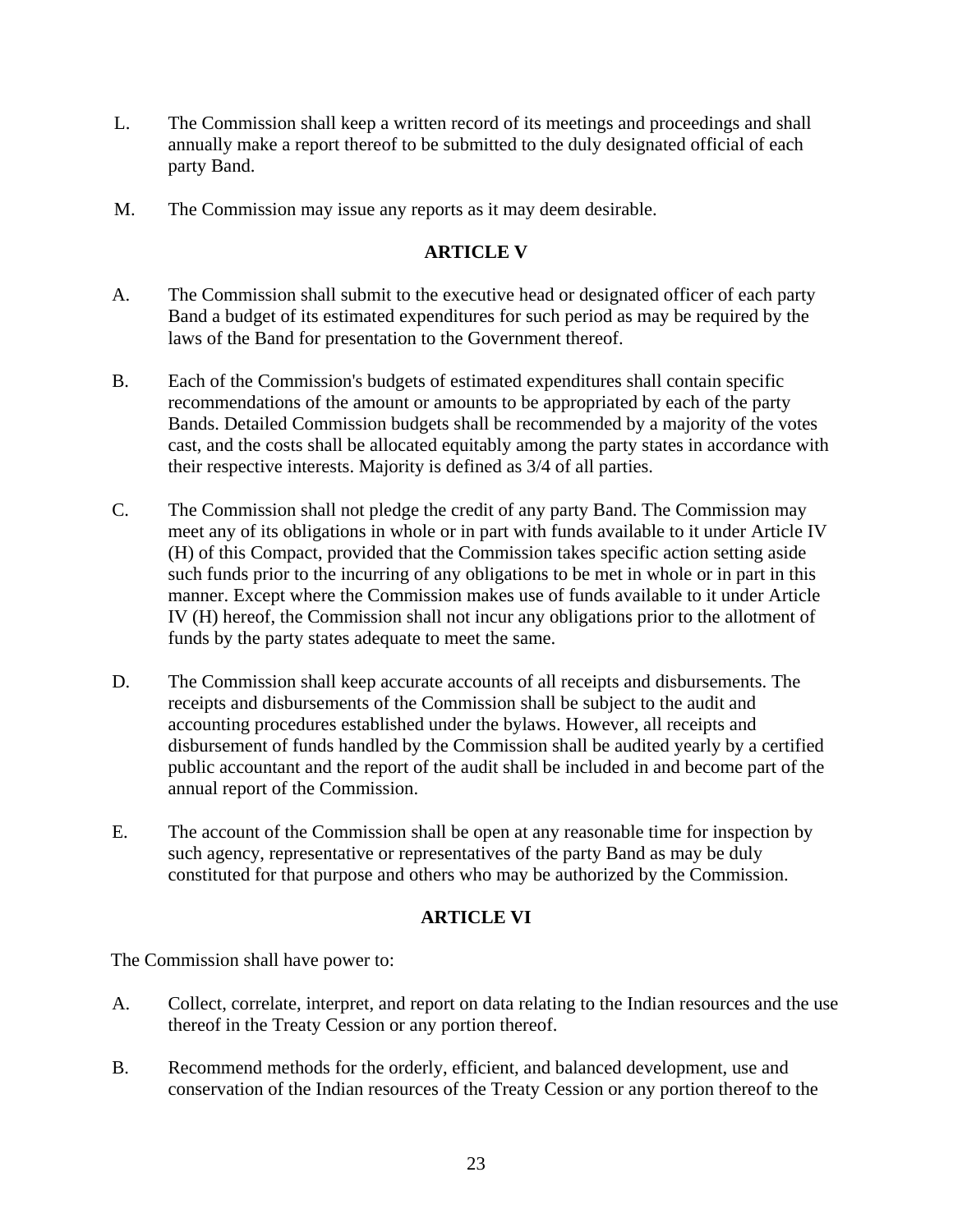L. The Commission shall keep a written record of its meetings and proceedings and shall annually make a report thereof to be submitted to the duly designated official of each party Band.

M. The Commission may issue any reports as it may deem desirable.

## ARTICLE V

A. The Commission shall submit to the executive head or designated officer of each party Band a budget of its estimated expenditures for such period as may be required by the laws of the Band for presentation to the Government thereof.

B. Each of the Commission's budgets of estimated expenditures shall contain specific recommendations of the amount or amounts to be appropriated by each of the party Bands. Detailed Commission budgets shall be recommended by a majority of the votes cast, and the costs shall be allocated equitably among the party states in accordance with their respective interests. Majority is defined as 3/4 of all parties.

C. The Commission shall not pledge the credit of any party Band. The Commission may meet any of its obligations in whole or in part with funds available to it under Article IV (H) of this Compact, provided that the Commission takes specific action setting aside such funds prior to the incurring of any obligations to be met in whole or in part in this manner. Except where the Commission makes use of funds available to it under Article IV (H) hereof, the Commission shall not incur any obligations prior to the allotment of funds by the party states adequate to meet the same.

D. The Commission shall keep accurate accounts of all receipts and disbursements. The receipts and disbursements of the Commission shall be subject to the audit and accounting procedures established under the bylaws. However, all receipts and disbursement of funds handled by the Commission shall be audited yearly by a certified public accountant and the report of the audit shall be included in and become part of the annual report of the Commission.

E. The account of the Commission shall be open at any reasonable time for inspection by such agency, representative or representatives of the party Band as may be duly constituted for that purpose and others who may be authorized by the Commission.

## ARTICLE VI

The Commission shall have power to:

A. Collect, correlate, interpret, and report on data relating to the Indian resources and the use thereof in the Treaty Cession or any portion thereof.

B. Recommend methods for the orderly, efficient, and balanced development, use and conservation of the Indian resources of the Treaty Cession or any portion thereof to the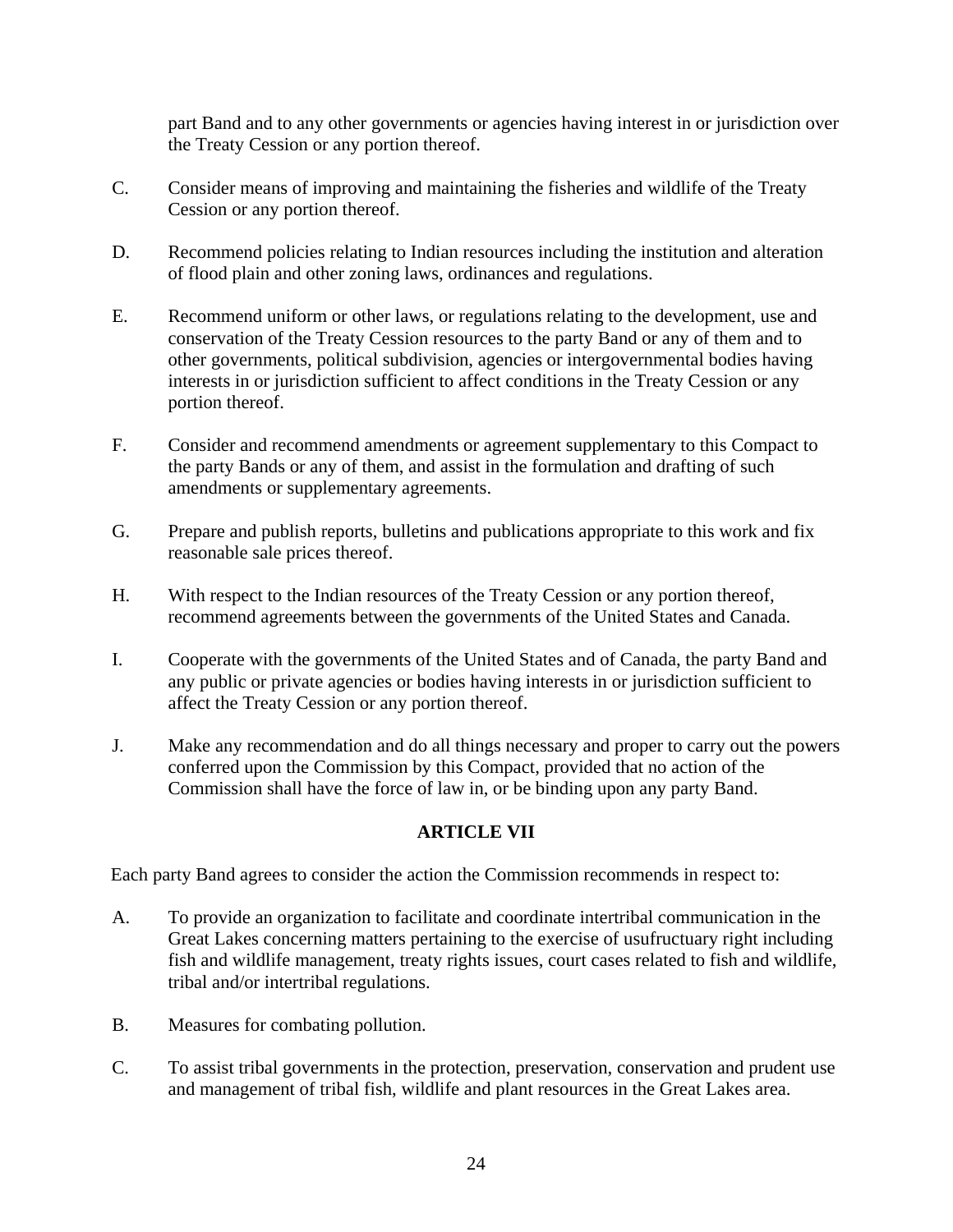part Band and to any other governments or agencies having interest in or jurisdiction over the Treaty Cession or any portion thereof.

C. Consider means of improving and maintaining the fisheries and wildlife of the Treaty Cession or any portion thereof.

D. Recommend policies relating to Indian resources including the institution and alteration of flood plain and other zoning laws, ordinances and regulations.

E. Recommend uniform or other laws, or regulations relating to the development, use and conservation of the Treaty Cession resources to the party Band or any of them and to other governments, political subdivision, agencies or intergovernmental bodies having interests in or jurisdiction sufficient to affect conditions in the Treaty Cession or any portion thereof.

F. Consider and recommend amendments or agreement supplementary to this Compact to the party Bands or any of them, and assist in the formulation and drafting of such amendments or supplementary agreements.

G. Prepare and publish reports, bulletins and publications appropriate to this work and fix reasonable sale prices thereof.

H. With respect to the Indian resources of the Treaty Cession or any portion thereof, recommend agreements between the governments of the United States and Canada.

I. Cooperate with the governments of the United States and of Canada, the party Band and any public or private agencies or bodies having interests in or jurisdiction sufficient to affect the Treaty Cession or any portion thereof.

J. Make any recommendation and do all things necessary and proper to carry out the powers conferred upon the Commission by this Compact, provided that no action of the Commission shall have the force of law in, or be binding upon any party Band.

## ARTICLE VII

Each party Band agrees to consider the action the Commission recommends in respect to:

A. To provide an organization to facilitate and coordinate intertribal communication in the Great Lakes concerning matters pertaining to the exercise of usufructuary right including fish and wildlife management, treaty rights issues, court cases related to fish and wildlife, tribal and/or intertribal regulations.

B. Measures for combating pollution.

C. To assist tribal governments in the protection, preservation, conservation and prudent use and management of tribal fish, wildlife and plant resources in the Great Lakes area.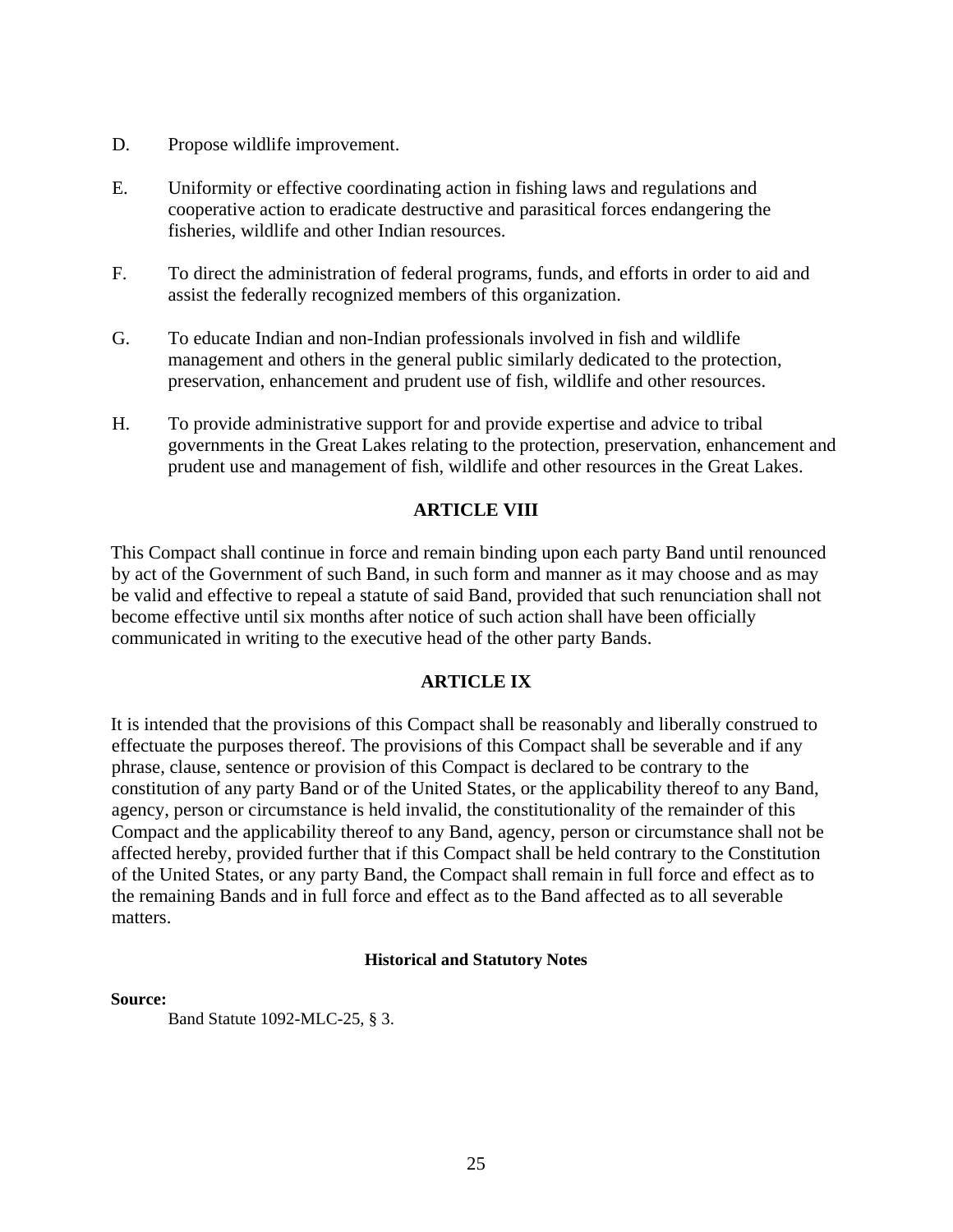D. Propose wildlife improvement.

E. Uniformity or effective coordinating action in fishing laws and regulations and cooperative action to eradicate destructive and parasitical forces endangering the fisheries, wildlife and other Indian resources.

F. To direct the administration of federal programs, funds, and efforts in order to aid and assist the federally recognized members of this organization.

G. To educate Indian and non-Indian professionals involved in fish and wildlife management and others in the general public similarly dedicated to the protection, preservation, enhancement and prudent use of fish, wildlife and other resources.

H. To provide administrative support for and provide expertise and advice to tribal governments in the Great Lakes relating to the protection, preservation, enhancement and prudent use and management of fish, wildlife and other resources in the Great Lakes.

## ARTICLE VIII

This Compact shall continue in force and remain binding upon each party Band until renounced by act of the Government of such Band, in such form and manner as it may choose and as may be valid and effective to repeal a statute of said Band, provided that such renunciation shall not become effective until six months after notice of such action shall have been officially communicated in writing to the executive head of the other party Bands.

## ARTICLE IX

It is intended that the provisions of this Compact shall be reasonably and liberally construed to effectuate the purposes thereof. The provisions of this Compact shall be severable and if any phrase, clause, sentence or provision of this Compact is declared to be contrary to the constitution of any party Band or of the United States, or the applicability thereof to any Band, agency, person or circumstance is held invalid, the constitutionality of the remainder of this Compact and the applicability thereof to any Band, agency, person or circumstance shall not be affected hereby, provided further that if this Compact shall be held contrary to the Constitution of the United States, or any party Band, the Compact shall remain in full force and effect as to the remaining Bands and in full force and effect as to the Band affected as to all severable matters.

#### Historical and Statutory Notes

**Source:**

Band Statute 1092-MLC-25, § 3.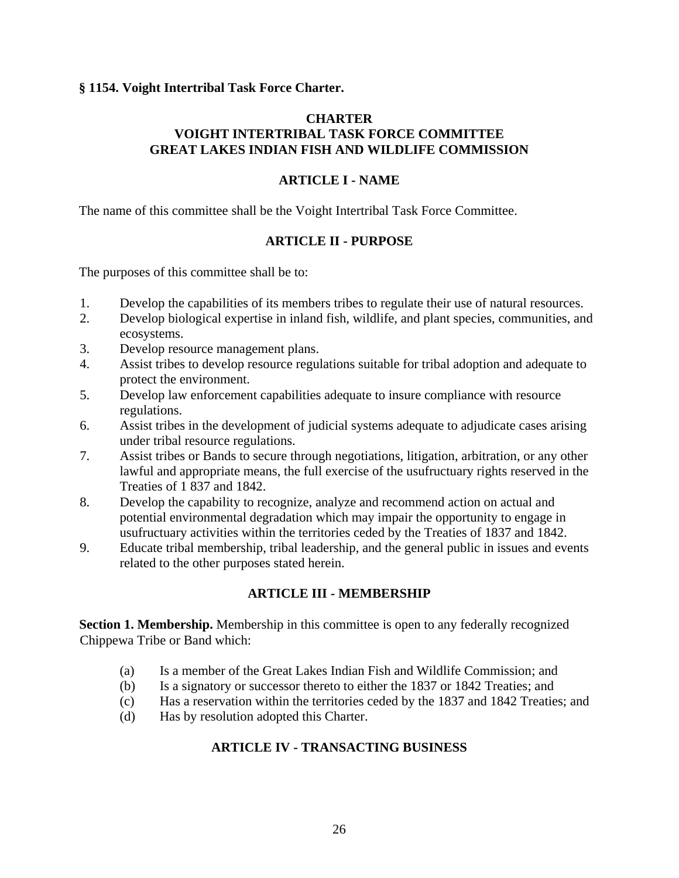**§ 1154. Voight Intertribal Task Force Charter.**

**CHARTER**
**VOIGHT INTERTRIBAL TASK FORCE COMMITTEE**
**GREAT LAKES INDIAN FISH AND WILDLIFE COMMISSION**

**ARTICLE I - NAME**

The name of this committee shall be the Voight Intertribal Task Force Committee.

**ARTICLE II - PURPOSE**

The purposes of this committee shall be to:

1. Develop the capabilities of its members tribes to regulate their use of natural resources.
2. Develop biological expertise in inland fish, wildlife, and plant species, communities, and ecosystems.
3. Develop resource management plans.
4. Assist tribes to develop resource regulations suitable for tribal adoption and adequate to protect the environment.
5. Develop law enforcement capabilities adequate to insure compliance with resource regulations.
6. Assist tribes in the development of judicial systems adequate to adjudicate cases arising under tribal resource regulations.
7. Assist tribes or Bands to secure through negotiations, litigation, arbitration, or any other lawful and appropriate means, the full exercise of the usufructuary rights reserved in the Treaties of 1 837 and 1842.
8. Develop the capability to recognize, analyze and recommend action on actual and potential environmental degradation which may impair the opportunity to engage in usufructuary activities within the territories ceded by the Treaties of 1837 and 1842.
9. Educate tribal membership, tribal leadership, and the general public in issues and events related to the other purposes stated herein.

**ARTICLE III - MEMBERSHIP**

**Section 1. Membership.** Membership in this committee is open to any federally recognized Chippewa Tribe or Band which:

(a) Is a member of the Great Lakes Indian Fish and Wildlife Commission; and
(b) Is a signatory or successor thereto to either the 1837 or 1842 Treaties; and
(c) Has a reservation within the territories ceded by the 1837 and 1842 Treaties; and
(d) Has by resolution adopted this Charter.

**ARTICLE IV - TRANSACTING BUSINESS**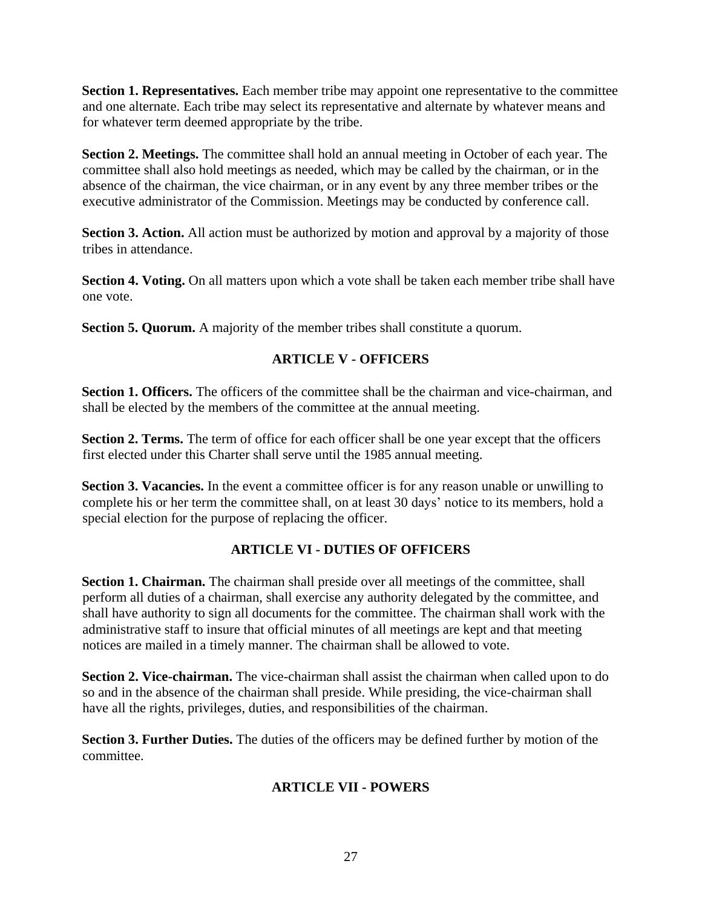**Section 1. Representatives.** Each member tribe may appoint one representative to the committee and one alternate. Each tribe may select its representative and alternate by whatever means and for whatever term deemed appropriate by the tribe.

**Section 2. Meetings.** The committee shall hold an annual meeting in October of each year. The committee shall also hold meetings as needed, which may be called by the chairman, or in the absence of the chairman, the vice chairman, or in any event by any three member tribes or the executive administrator of the Commission. Meetings may be conducted by conference call.

**Section 3. Action.** All action must be authorized by motion and approval by a majority of those tribes in attendance.

**Section 4. Voting.** On all matters upon which a vote shall be taken each member tribe shall have one vote.

**Section 5. Quorum.** A majority of the member tribes shall constitute a quorum.

## ARTICLE V - OFFICERS

**Section 1. Officers.** The officers of the committee shall be the chairman and vice-chairman, and shall be elected by the members of the committee at the annual meeting.

**Section 2. Terms.** The term of office for each officer shall be one year except that the officers first elected under this Charter shall serve until the 1985 annual meeting.

**Section 3. Vacancies.** In the event a committee officer is for any reason unable or unwilling to complete his or her term the committee shall, on at least 30 days' notice to its members, hold a special election for the purpose of replacing the officer.

## ARTICLE VI - DUTIES OF OFFICERS

**Section 1. Chairman.** The chairman shall preside over all meetings of the committee, shall perform all duties of a chairman, shall exercise any authority delegated by the committee, and shall have authority to sign all documents for the committee. The chairman shall work with the administrative staff to insure that official minutes of all meetings are kept and that meeting notices are mailed in a timely manner. The chairman shall be allowed to vote.

**Section 2. Vice-chairman.** The vice-chairman shall assist the chairman when called upon to do so and in the absence of the chairman shall preside. While presiding, the vice-chairman shall have all the rights, privileges, duties, and responsibilities of the chairman.

**Section 3. Further Duties.** The duties of the officers may be defined further by motion of the committee.

## ARTICLE VII - POWERS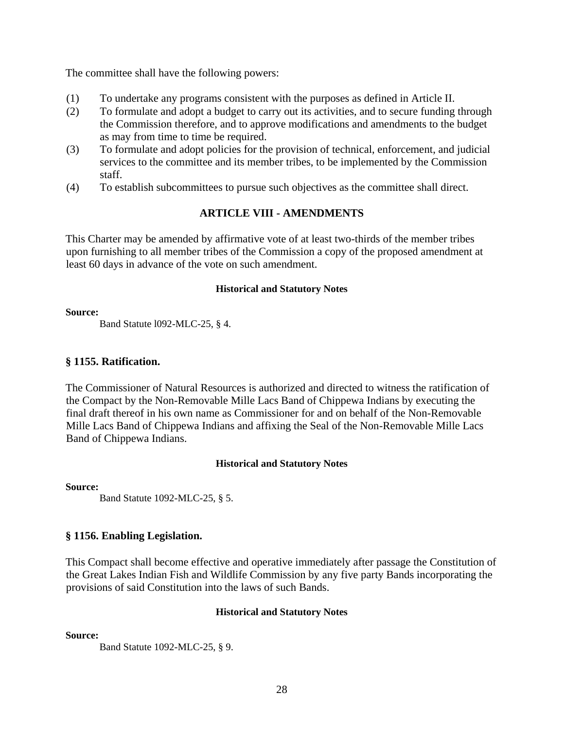The committee shall have the following powers:

(1) To undertake any programs consistent with the purposes as defined in Article II.
(2) To formulate and adopt a budget to carry out its activities, and to secure funding through the Commission therefore, and to approve modifications and amendments to the budget as may from time to time be required.
(3) To formulate and adopt policies for the provision of technical, enforcement, and judicial services to the committee and its member tribes, to be implemented by the Commission staff.
(4) To establish subcommittees to pursue such objectives as the committee shall direct.

**ARTICLE VIII - AMENDMENTS**

This Charter may be amended by affirmative vote of at least two-thirds of the member tribes upon furnishing to all member tribes of the Commission a copy of the proposed amendment at least 60 days in advance of the vote on such amendment.

**Historical and Statutory Notes**

**Source:**

Band Statute l092-MLC-25, § 4.

### § 1155. Ratification.

The Commissioner of Natural Resources is authorized and directed to witness the ratification of the Compact by the Non-Removable Mille Lacs Band of Chippewa Indians by executing the final draft thereof in his own name as Commissioner for and on behalf of the Non-Removable Mille Lacs Band of Chippewa Indians and affixing the Seal of the Non-Removable Mille Lacs Band of Chippewa Indians.

**Historical and Statutory Notes**

**Source:**

Band Statute 1092-MLC-25, § 5.

### § 1156. Enabling Legislation.

This Compact shall become effective and operative immediately after passage the Constitution of the Great Lakes Indian Fish and Wildlife Commission by any five party Bands incorporating the provisions of said Constitution into the laws of such Bands.

**Historical and Statutory Notes**

**Source:**

Band Statute 1092-MLC-25, § 9.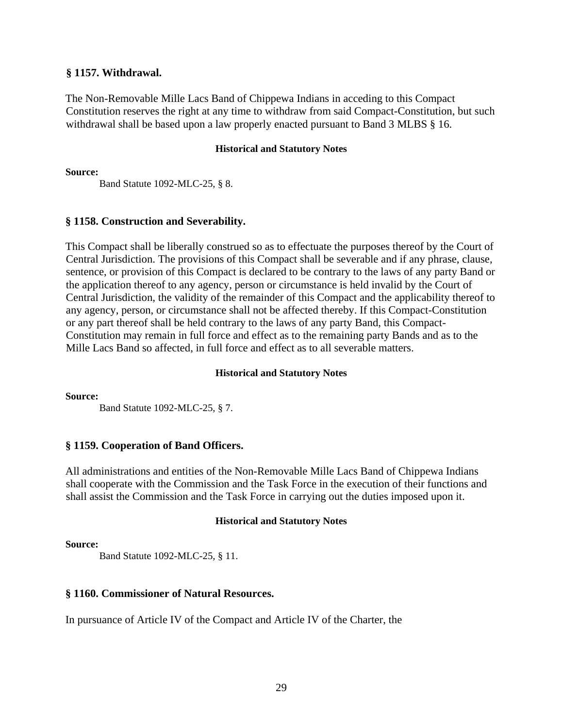### § 1157. Withdrawal.

The Non-Removable Mille Lacs Band of Chippewa Indians in acceding to this Compact Constitution reserves the right at any time to withdraw from said Compact-Constitution, but such withdrawal shall be based upon a law properly enacted pursuant to Band 3 MLBS § 16.

**Historical and Statutory Notes**

**Source:**

Band Statute 1092-MLC-25, § 8.

### § 1158. Construction and Severability.

This Compact shall be liberally construed so as to effectuate the purposes thereof by the Court of Central Jurisdiction. The provisions of this Compact shall be severable and if any phrase, clause, sentence, or provision of this Compact is declared to be contrary to the laws of any party Band or the application thereof to any agency, person or circumstance is held invalid by the Court of Central Jurisdiction, the validity of the remainder of this Compact and the applicability thereof to any agency, person, or circumstance shall not be affected thereby. If this Compact-Constitution or any part thereof shall be held contrary to the laws of any party Band, this Compact-Constitution may remain in full force and effect as to the remaining party Bands and as to the Mille Lacs Band so affected, in full force and effect as to all severable matters.

**Historical and Statutory Notes**

**Source:**

Band Statute 1092-MLC-25, § 7.

### § 1159. Cooperation of Band Officers.

All administrations and entities of the Non-Removable Mille Lacs Band of Chippewa Indians shall cooperate with the Commission and the Task Force in the execution of their functions and shall assist the Commission and the Task Force in carrying out the duties imposed upon it.

**Historical and Statutory Notes**

**Source:**

Band Statute 1092-MLC-25, § 11.

### § 1160. Commissioner of Natural Resources.

In pursuance of Article IV of the Compact and Article IV of the Charter, the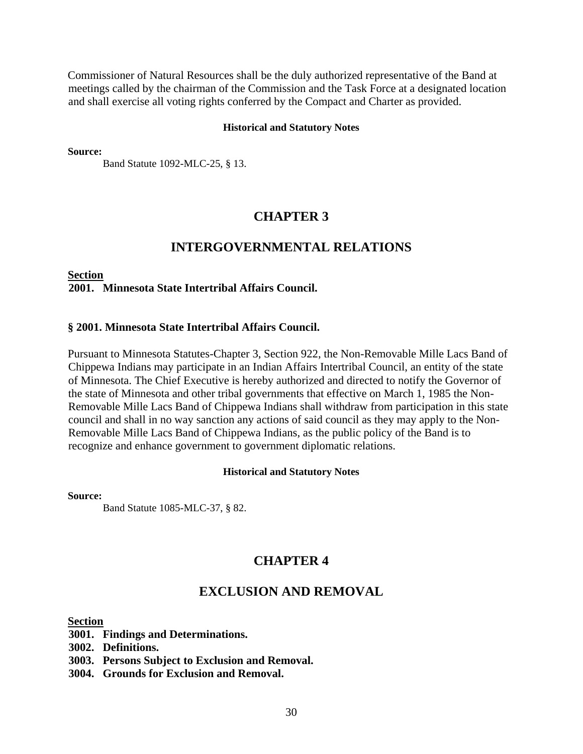Commissioner of Natural Resources shall be the duly authorized representative of the Band at meetings called by the chairman of the Commission and the Task Force at a designated location and shall exercise all voting rights conferred by the Compact and Charter as provided.

**Historical and Statutory Notes**

**Source:**

Band Statute 1092-MLC-25, § 13.

# CHAPTER 3

# INTERGOVERNMENTAL RELATIONS

**Section**

**2001. Minnesota State Intertribal Affairs Council.**

### § 2001. Minnesota State Intertribal Affairs Council.

Pursuant to Minnesota Statutes-Chapter 3, Section 922, the Non-Removable Mille Lacs Band of Chippewa Indians may participate in an Indian Affairs Intertribal Council, an entity of the state of Minnesota. The Chief Executive is hereby authorized and directed to notify the Governor of the state of Minnesota and other tribal governments that effective on March 1, 1985 the Non-Removable Mille Lacs Band of Chippewa Indians shall withdraw from participation in this state council and shall in no way sanction any actions of said council as they may apply to the Non-Removable Mille Lacs Band of Chippewa Indians, as the public policy of the Band is to recognize and enhance government to government diplomatic relations.

**Historical and Statutory Notes**

**Source:**

Band Statute 1085-MLC-37, § 82.

# CHAPTER 4

# EXCLUSION AND REMOVAL

**Section**

**3001. Findings and Determinations.**
**3002. Definitions.**
**3003. Persons Subject to Exclusion and Removal.**
**3004. Grounds for Exclusion and Removal.**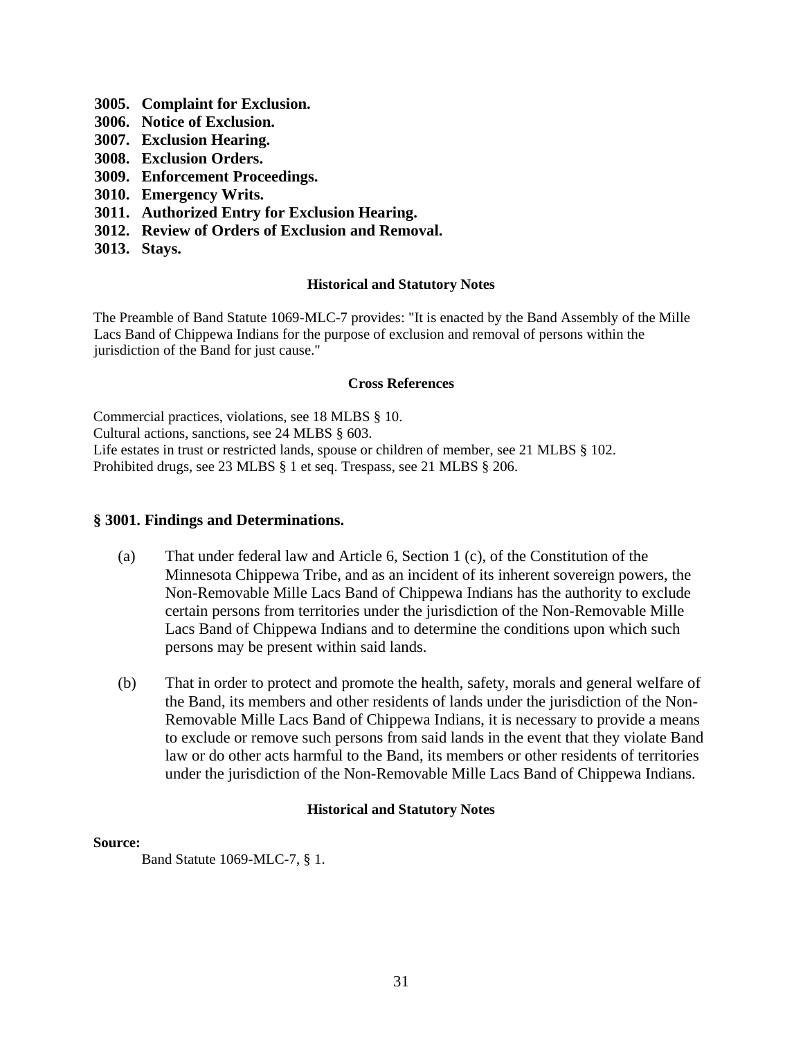**3005. Complaint for Exclusion.**
**3006. Notice of Exclusion.**
**3007. Exclusion Hearing.**
**3008. Exclusion Orders.**
**3009. Enforcement Proceedings.**
**3010. Emergency Writs.**
**3011. Authorized Entry for Exclusion Hearing.**
**3012. Review of Orders of Exclusion and Removal.**
**3013. Stays.**

**Historical and Statutory Notes**

The Preamble of Band Statute 1069-MLC-7 provides: "It is enacted by the Band Assembly of the Mille Lacs Band of Chippewa Indians for the purpose of exclusion and removal of persons within the jurisdiction of the Band for just cause."

**Cross References**

Commercial practices, violations, see 18 MLBS § 10.
Cultural actions, sanctions, see 24 MLBS § 603.
Life estates in trust or restricted lands, spouse or children of member, see 21 MLBS § 102.
Prohibited drugs, see 23 MLBS § 1 et seq. Trespass, see 21 MLBS § 206.

## § 3001. Findings and Determinations.

(a) That under federal law and Article 6, Section 1 (c), of the Constitution of the Minnesota Chippewa Tribe, and as an incident of its inherent sovereign powers, the Non-Removable Mille Lacs Band of Chippewa Indians has the authority to exclude certain persons from territories under the jurisdiction of the Non-Removable Mille Lacs Band of Chippewa Indians and to determine the conditions upon which such persons may be present within said lands.

(b) That in order to protect and promote the health, safety, morals and general welfare of the Band, its members and other residents of lands under the jurisdiction of the Non-Removable Mille Lacs Band of Chippewa Indians, it is necessary to provide a means to exclude or remove such persons from said lands in the event that they violate Band law or do other acts harmful to the Band, its members or other residents of territories under the jurisdiction of the Non-Removable Mille Lacs Band of Chippewa Indians.

**Historical and Statutory Notes**

**Source:**
Band Statute 1069-MLC-7, § 1.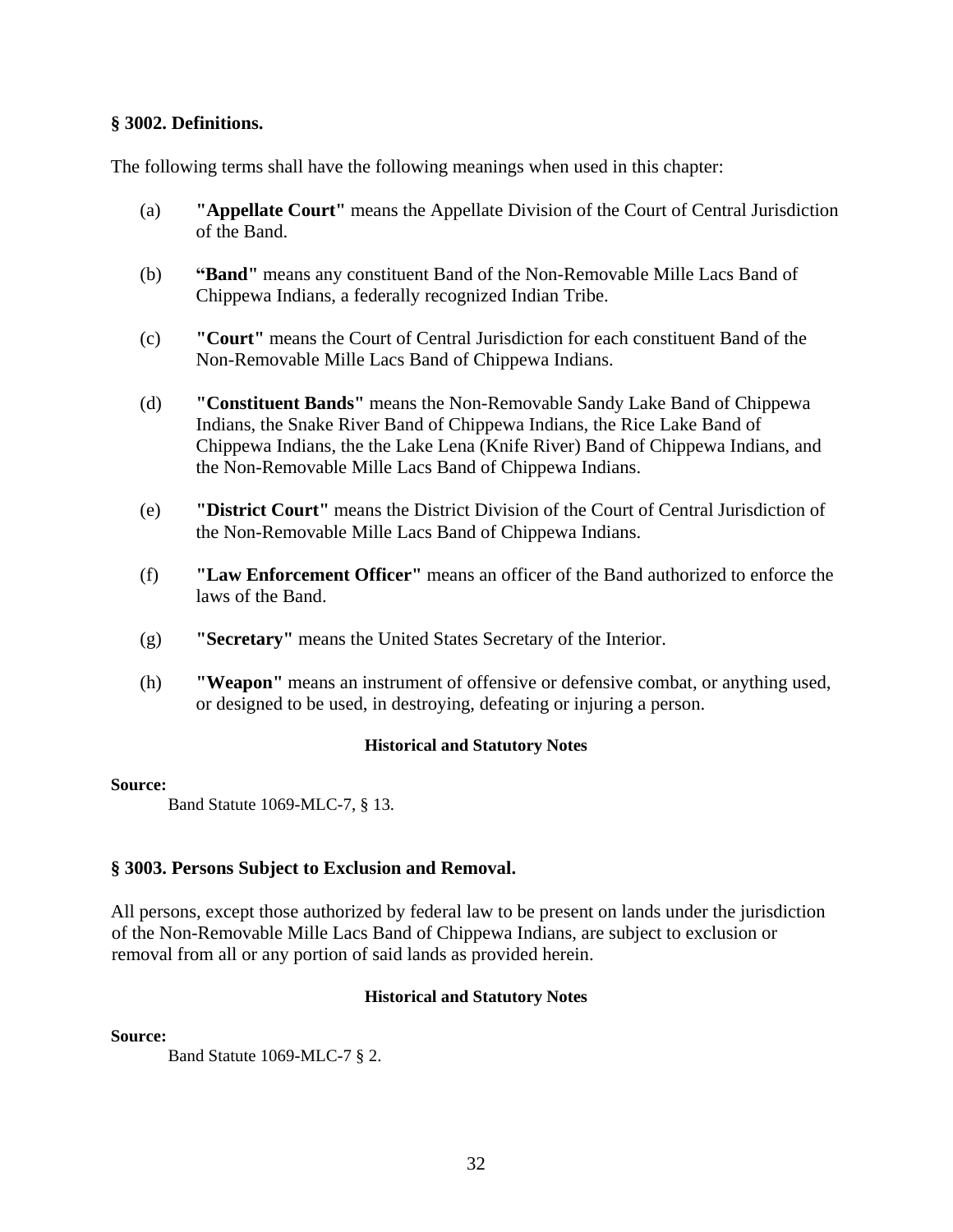### § 3002. Definitions.

The following terms shall have the following meanings when used in this chapter:

(a) **"Appellate Court"** means the Appellate Division of the Court of Central Jurisdiction of the Band.

(b) **"Band"** means any constituent Band of the Non-Removable Mille Lacs Band of Chippewa Indians, a federally recognized Indian Tribe.

(c) **"Court"** means the Court of Central Jurisdiction for each constituent Band of the Non-Removable Mille Lacs Band of Chippewa Indians.

(d) **"Constituent Bands"** means the Non-Removable Sandy Lake Band of Chippewa Indians, the Snake River Band of Chippewa Indians, the Rice Lake Band of Chippewa Indians, the the Lake Lena (Knife River) Band of Chippewa Indians, and the Non-Removable Mille Lacs Band of Chippewa Indians.

(e) **"District Court"** means the District Division of the Court of Central Jurisdiction of the Non-Removable Mille Lacs Band of Chippewa Indians.

(f) **"Law Enforcement Officer"** means an officer of the Band authorized to enforce the laws of the Band.

(g) **"Secretary"** means the United States Secretary of the Interior.

(h) **"Weapon"** means an instrument of offensive or defensive combat, or anything used, or designed to be used, in destroying, defeating or injuring a person.

**Historical and Statutory Notes**

**Source:**

Band Statute 1069-MLC-7, § 13.

### § 3003. Persons Subject to Exclusion and Removal.

All persons, except those authorized by federal law to be present on lands under the jurisdiction of the Non-Removable Mille Lacs Band of Chippewa Indians, are subject to exclusion or removal from all or any portion of said lands as provided herein.

**Historical and Statutory Notes**

**Source:**

Band Statute 1069-MLC-7 § 2.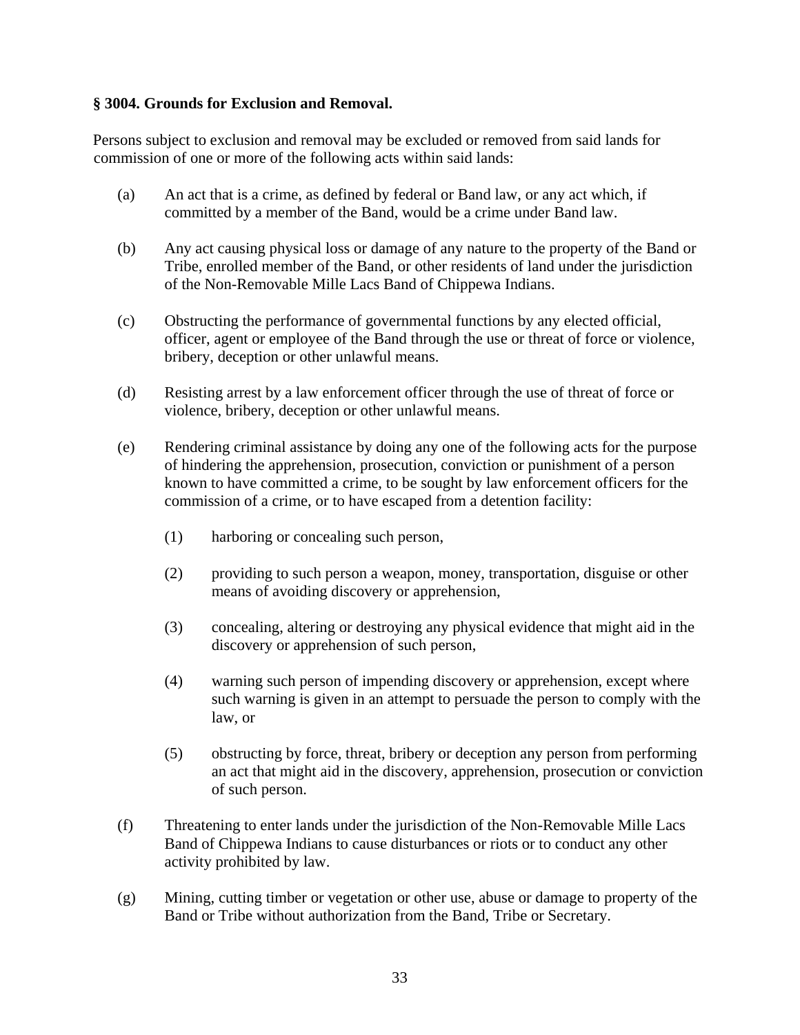### § 3004. Grounds for Exclusion and Removal.

Persons subject to exclusion and removal may be excluded or removed from said lands for commission of one or more of the following acts within said lands:

(a) An act that is a crime, as defined by federal or Band law, or any act which, if committed by a member of the Band, would be a crime under Band law.

(b) Any act causing physical loss or damage of any nature to the property of the Band or Tribe, enrolled member of the Band, or other residents of land under the jurisdiction of the Non-Removable Mille Lacs Band of Chippewa Indians.

(c) Obstructing the performance of governmental functions by any elected official, officer, agent or employee of the Band through the use or threat of force or violence, bribery, deception or other unlawful means.

(d) Resisting arrest by a law enforcement officer through the use of threat of force or violence, bribery, deception or other unlawful means.

(e) Rendering criminal assistance by doing any one of the following acts for the purpose of hindering the apprehension, prosecution, conviction or punishment of a person known to have committed a crime, to be sought by law enforcement officers for the commission of a crime, or to have escaped from a detention facility:

  (1) harboring or concealing such person,

  (2) providing to such person a weapon, money, transportation, disguise or other means of avoiding discovery or apprehension,

  (3) concealing, altering or destroying any physical evidence that might aid in the discovery or apprehension of such person,

  (4) warning such person of impending discovery or apprehension, except where such warning is given in an attempt to persuade the person to comply with the law, or

  (5) obstructing by force, threat, bribery or deception any person from performing an act that might aid in the discovery, apprehension, prosecution or conviction of such person.

(f) Threatening to enter lands under the jurisdiction of the Non-Removable Mille Lacs Band of Chippewa Indians to cause disturbances or riots or to conduct any other activity prohibited by law.

(g) Mining, cutting timber or vegetation or other use, abuse or damage to property of the Band or Tribe without authorization from the Band, Tribe or Secretary.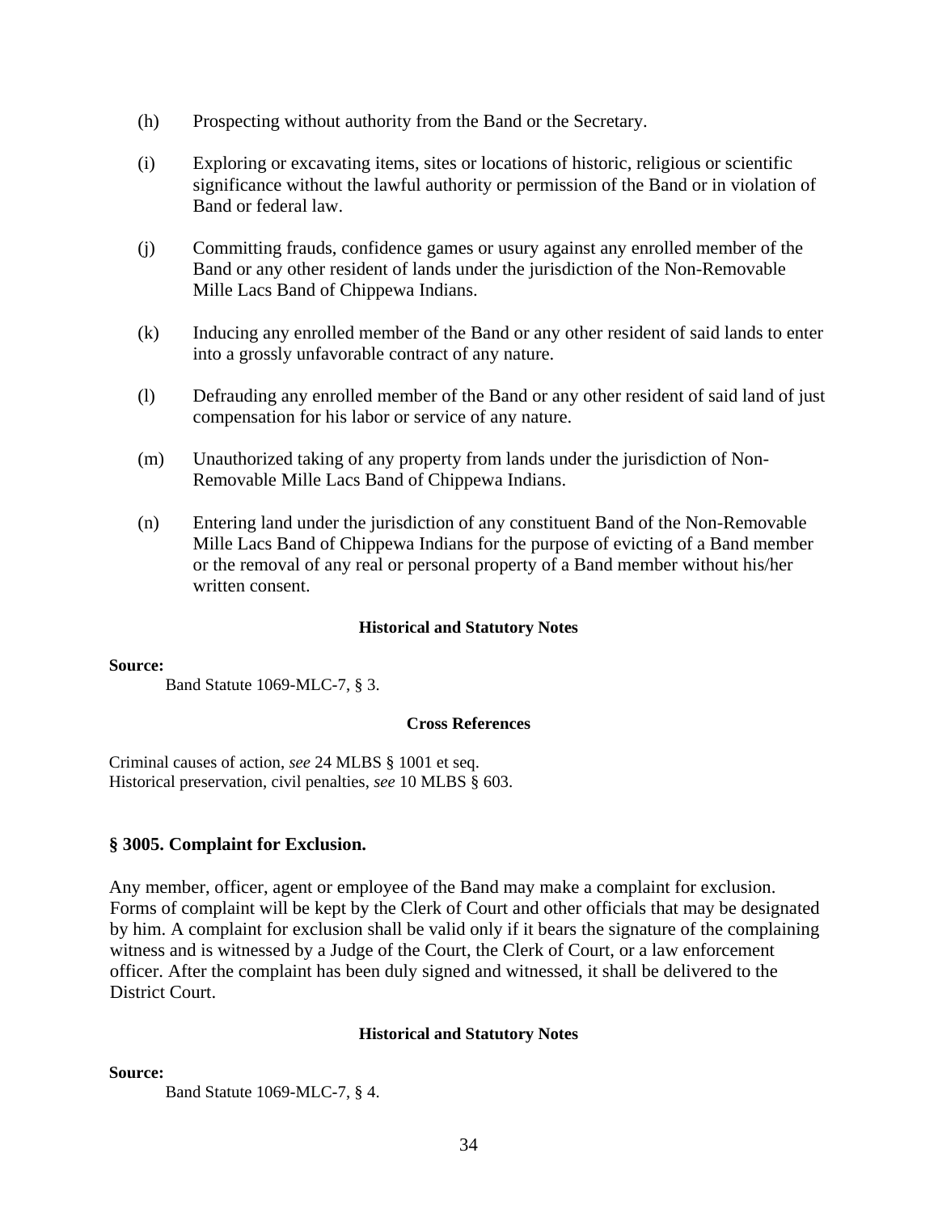(h) Prospecting without authority from the Band or the Secretary.

(i) Exploring or excavating items, sites or locations of historic, religious or scientific significance without the lawful authority or permission of the Band or in violation of Band or federal law.

(j) Committing frauds, confidence games or usury against any enrolled member of the Band or any other resident of lands under the jurisdiction of the Non-Removable Mille Lacs Band of Chippewa Indians.

(k) Inducing any enrolled member of the Band or any other resident of said lands to enter into a grossly unfavorable contract of any nature.

(l) Defrauding any enrolled member of the Band or any other resident of said land of just compensation for his labor or service of any nature.

(m) Unauthorized taking of any property from lands under the jurisdiction of Non-Removable Mille Lacs Band of Chippewa Indians.

(n) Entering land under the jurisdiction of any constituent Band of the Non-Removable Mille Lacs Band of Chippewa Indians for the purpose of evicting of a Band member or the removal of any real or personal property of a Band member without his/her written consent.

**Historical and Statutory Notes**

**Source:**

Band Statute 1069-MLC-7, § 3.

**Cross References**

Criminal causes of action, *see* 24 MLBS § 1001 et seq.
Historical preservation, civil penalties, *see* 10 MLBS § 603.

### § 3005. Complaint for Exclusion.

Any member, officer, agent or employee of the Band may make a complaint for exclusion. Forms of complaint will be kept by the Clerk of Court and other officials that may be designated by him. A complaint for exclusion shall be valid only if it bears the signature of the complaining witness and is witnessed by a Judge of the Court, the Clerk of Court, or a law enforcement officer. After the complaint has been duly signed and witnessed, it shall be delivered to the District Court.

**Historical and Statutory Notes**

**Source:**

Band Statute 1069-MLC-7, § 4.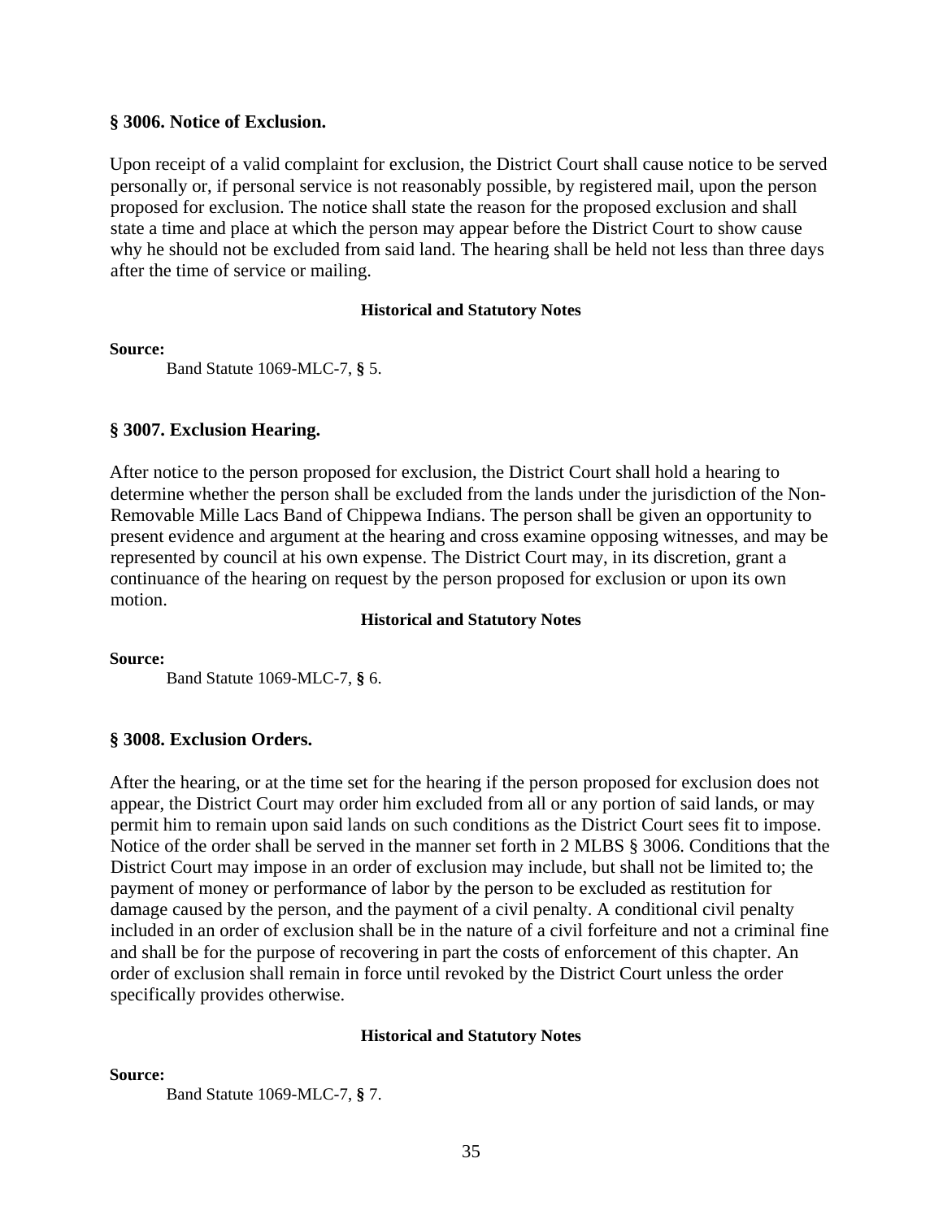### § 3006. Notice of Exclusion.

Upon receipt of a valid complaint for exclusion, the District Court shall cause notice to be served personally or, if personal service is not reasonably possible, by registered mail, upon the person proposed for exclusion. The notice shall state the reason for the proposed exclusion and shall state a time and place at which the person may appear before the District Court to show cause why he should not be excluded from said land. The hearing shall be held not less than three days after the time of service or mailing.

**Historical and Statutory Notes**

**Source:**

Band Statute 1069-MLC-7, **§** 5.

### § 3007. Exclusion Hearing.

After notice to the person proposed for exclusion, the District Court shall hold a hearing to determine whether the person shall be excluded from the lands under the jurisdiction of the Non-Removable Mille Lacs Band of Chippewa Indians. The person shall be given an opportunity to present evidence and argument at the hearing and cross examine opposing witnesses, and may be represented by council at his own expense. The District Court may, in its discretion, grant a continuance of the hearing on request by the person proposed for exclusion or upon its own motion.

**Historical and Statutory Notes**

**Source:**

Band Statute 1069-MLC-7, **§** 6.

### § 3008. Exclusion Orders.

After the hearing, or at the time set for the hearing if the person proposed for exclusion does not appear, the District Court may order him excluded from all or any portion of said lands, or may permit him to remain upon said lands on such conditions as the District Court sees fit to impose. Notice of the order shall be served in the manner set forth in 2 MLBS § 3006. Conditions that the District Court may impose in an order of exclusion may include, but shall not be limited to; the payment of money or performance of labor by the person to be excluded as restitution for damage caused by the person, and the payment of a civil penalty. A conditional civil penalty included in an order of exclusion shall be in the nature of a civil forfeiture and not a criminal fine and shall be for the purpose of recovering in part the costs of enforcement of this chapter. An order of exclusion shall remain in force until revoked by the District Court unless the order specifically provides otherwise.

**Historical and Statutory Notes**

**Source:**

Band Statute 1069-MLC-7, **§** 7.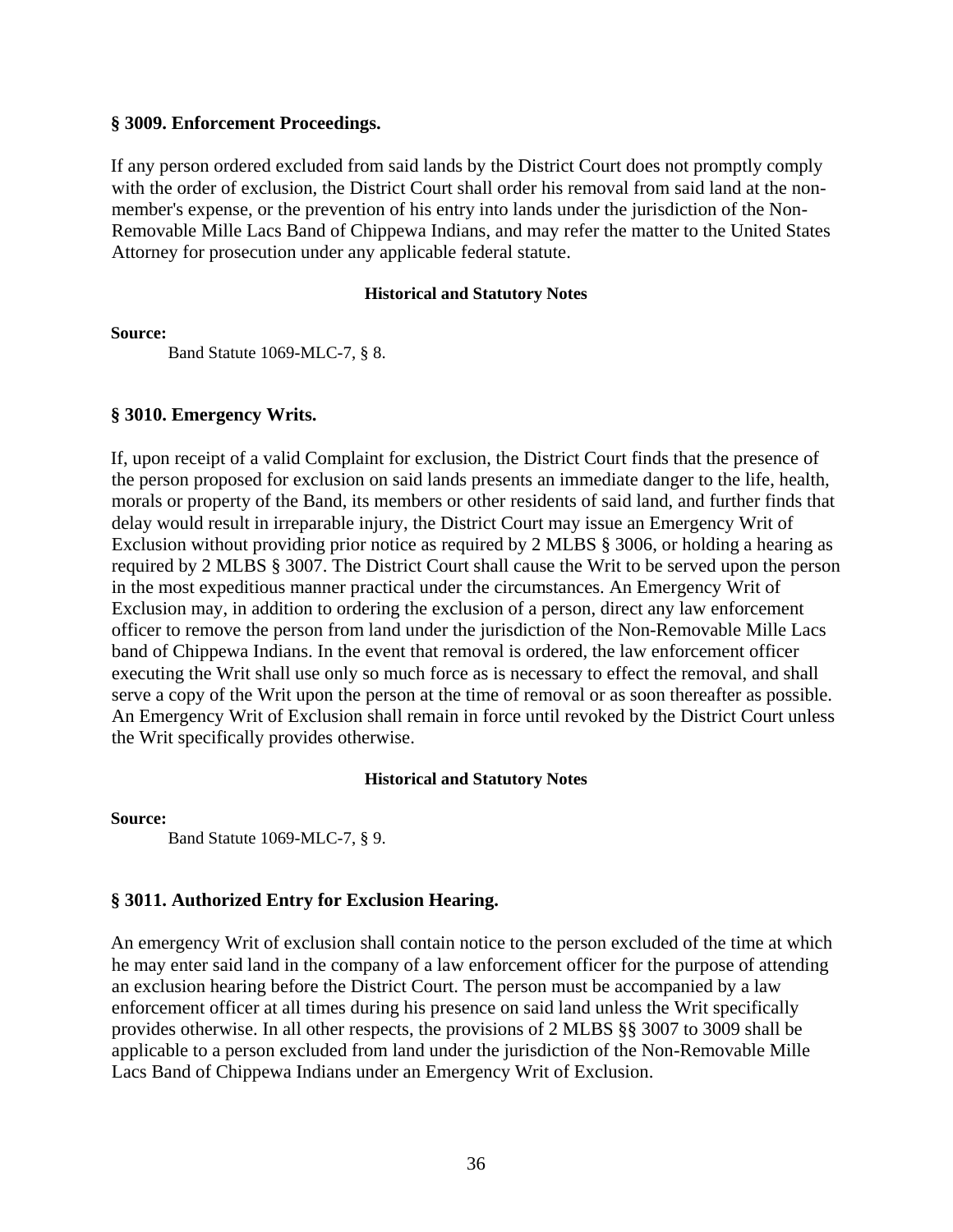### § 3009. Enforcement Proceedings.

If any person ordered excluded from said lands by the District Court does not promptly comply with the order of exclusion, the District Court shall order his removal from said land at the non-member's expense, or the prevention of his entry into lands under the jurisdiction of the Non-Removable Mille Lacs Band of Chippewa Indians, and may refer the matter to the United States Attorney for prosecution under any applicable federal statute.

**Historical and Statutory Notes**

**Source:**

Band Statute 1069-MLC-7, § 8.

### § 3010. Emergency Writs.

If, upon receipt of a valid Complaint for exclusion, the District Court finds that the presence of the person proposed for exclusion on said lands presents an immediate danger to the life, health, morals or property of the Band, its members or other residents of said land, and further finds that delay would result in irreparable injury, the District Court may issue an Emergency Writ of Exclusion without providing prior notice as required by 2 MLBS § 3006, or holding a hearing as required by 2 MLBS § 3007. The District Court shall cause the Writ to be served upon the person in the most expeditious manner practical under the circumstances. An Emergency Writ of Exclusion may, in addition to ordering the exclusion of a person, direct any law enforcement officer to remove the person from land under the jurisdiction of the Non-Removable Mille Lacs band of Chippewa Indians. In the event that removal is ordered, the law enforcement officer executing the Writ shall use only so much force as is necessary to effect the removal, and shall serve a copy of the Writ upon the person at the time of removal or as soon thereafter as possible. An Emergency Writ of Exclusion shall remain in force until revoked by the District Court unless the Writ specifically provides otherwise.

**Historical and Statutory Notes**

**Source:**

Band Statute 1069-MLC-7, § 9.

### § 3011. Authorized Entry for Exclusion Hearing.

An emergency Writ of exclusion shall contain notice to the person excluded of the time at which he may enter said land in the company of a law enforcement officer for the purpose of attending an exclusion hearing before the District Court. The person must be accompanied by a law enforcement officer at all times during his presence on said land unless the Writ specifically provides otherwise. In all other respects, the provisions of 2 MLBS §§ 3007 to 3009 shall be applicable to a person excluded from land under the jurisdiction of the Non-Removable Mille Lacs Band of Chippewa Indians under an Emergency Writ of Exclusion.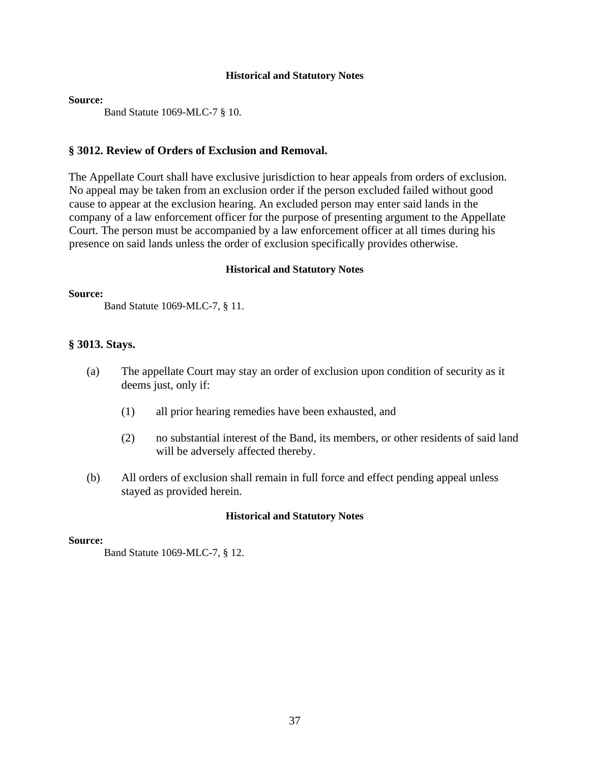**Historical and Statutory Notes**

**Source:**

Band Statute 1069-MLC-7 § 10.

### § 3012. Review of Orders of Exclusion and Removal.

The Appellate Court shall have exclusive jurisdiction to hear appeals from orders of exclusion. No appeal may be taken from an exclusion order if the person excluded failed without good cause to appear at the exclusion hearing. An excluded person may enter said lands in the company of a law enforcement officer for the purpose of presenting argument to the Appellate Court. The person must be accompanied by a law enforcement officer at all times during his presence on said lands unless the order of exclusion specifically provides otherwise.

**Historical and Statutory Notes**

**Source:**

Band Statute 1069-MLC-7, § 11.

### § 3013. Stays.

(a) The appellate Court may stay an order of exclusion upon condition of security as it deems just, only if:

(1) all prior hearing remedies have been exhausted, and

(2) no substantial interest of the Band, its members, or other residents of said land will be adversely affected thereby.

(b) All orders of exclusion shall remain in full force and effect pending appeal unless stayed as provided herein.

**Historical and Statutory Notes**

**Source:**

Band Statute 1069-MLC-7, § 12.